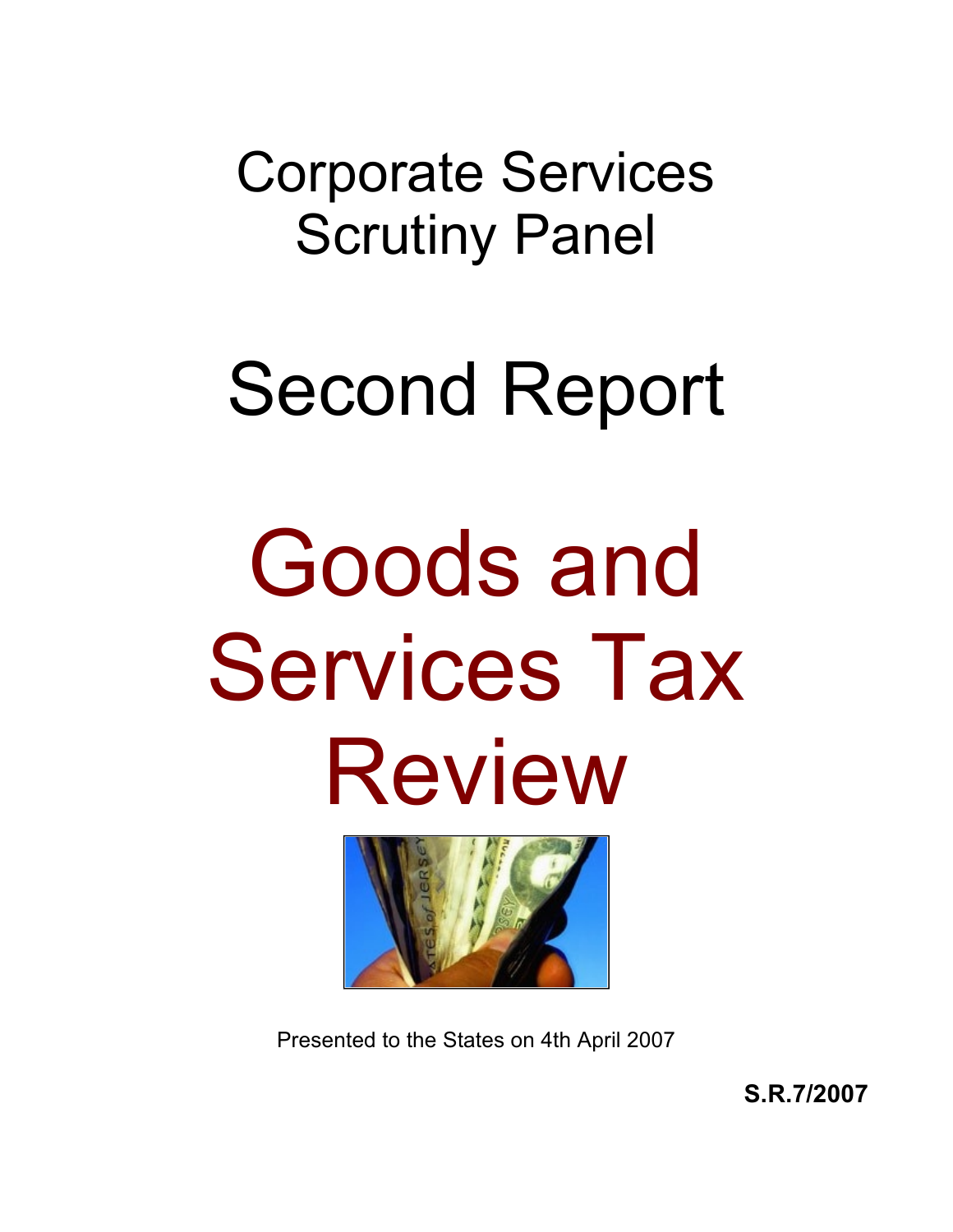# Corporate Services Scrutiny Panel

# Second Report

# Goods and Services Tax Review

Presented to the States on 4th April 2007

**S.R.7/2007**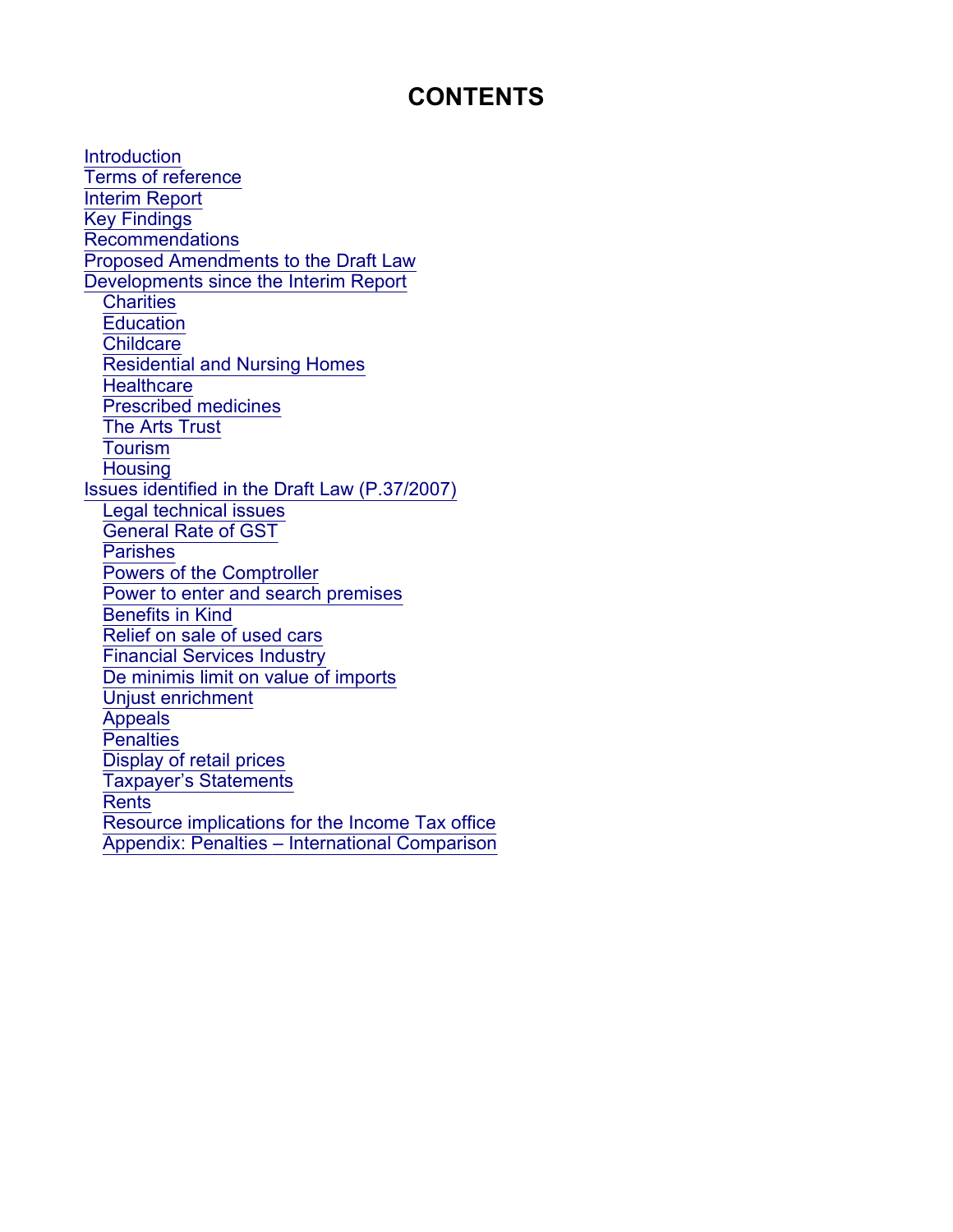# CONTENTS

- Introduction
- Terms of reference
- Interim Report
- Key Findings
- Recommendations
- Proposed Amendments to the Draft Law
- Developments since the Interim Report
  - Charities
  - Education
  - Childcare
  - Residential and Nursing Homes
  - Healthcare
  - Prescribed medicines
  - The Arts Trust
  - Tourism
  - Housing
- Issues identified in the Draft Law (P.37/2007)
  - Legal technical issues
  - General Rate of GST
  - Parishes
  - Powers of the Comptroller
  - Power to enter and search premises
  - Benefits in Kind
  - Relief on sale of used cars
  - Financial Services Industry
  - De minimis limit on value of imports
  - Unjust enrichment
  - Appeals
  - Penalties
  - Display of retail prices
  - Taxpayer's Statements
  - Rents
  - Resource implications for the Income Tax office
  - Appendix: Penalties – International Comparison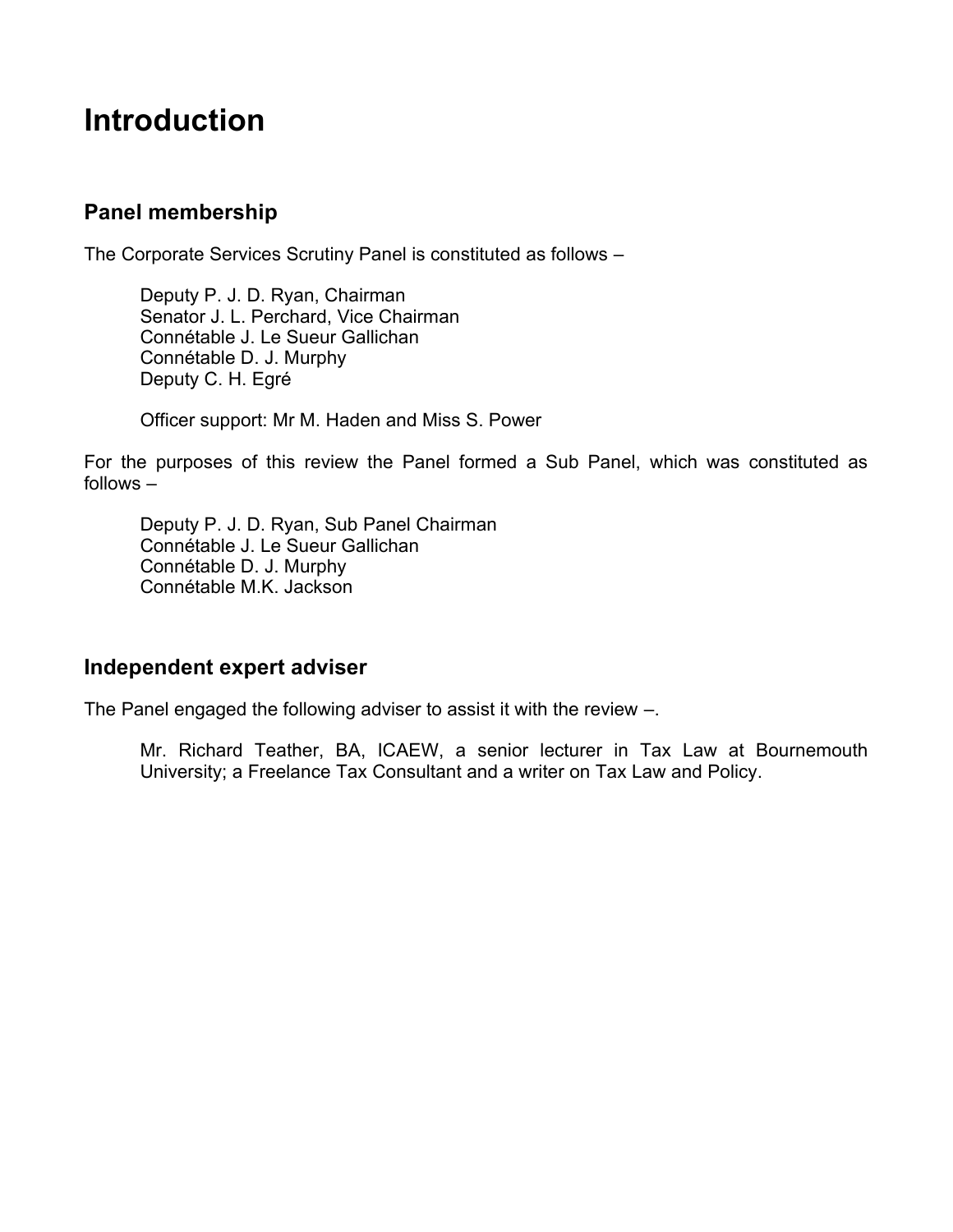# Introduction

## Panel membership

The Corporate Services Scrutiny Panel is constituted as follows –

Deputy P. J. D. Ryan, Chairman
Senator J. L. Perchard, Vice Chairman
Connétable J. Le Sueur Gallichan
Connétable D. J. Murphy
Deputy C. H. Egré

Officer support: Mr M. Haden and Miss S. Power

For the purposes of this review the Panel formed a Sub Panel, which was constituted as follows –

Deputy P. J. D. Ryan, Sub Panel Chairman
Connétable J. Le Sueur Gallichan
Connétable D. J. Murphy
Connétable M.K. Jackson

## Independent expert adviser

The Panel engaged the following adviser to assist it with the review –.

Mr. Richard Teather, BA, ICAEW, a senior lecturer in Tax Law at Bournemouth University; a Freelance Tax Consultant and a writer on Tax Law and Policy.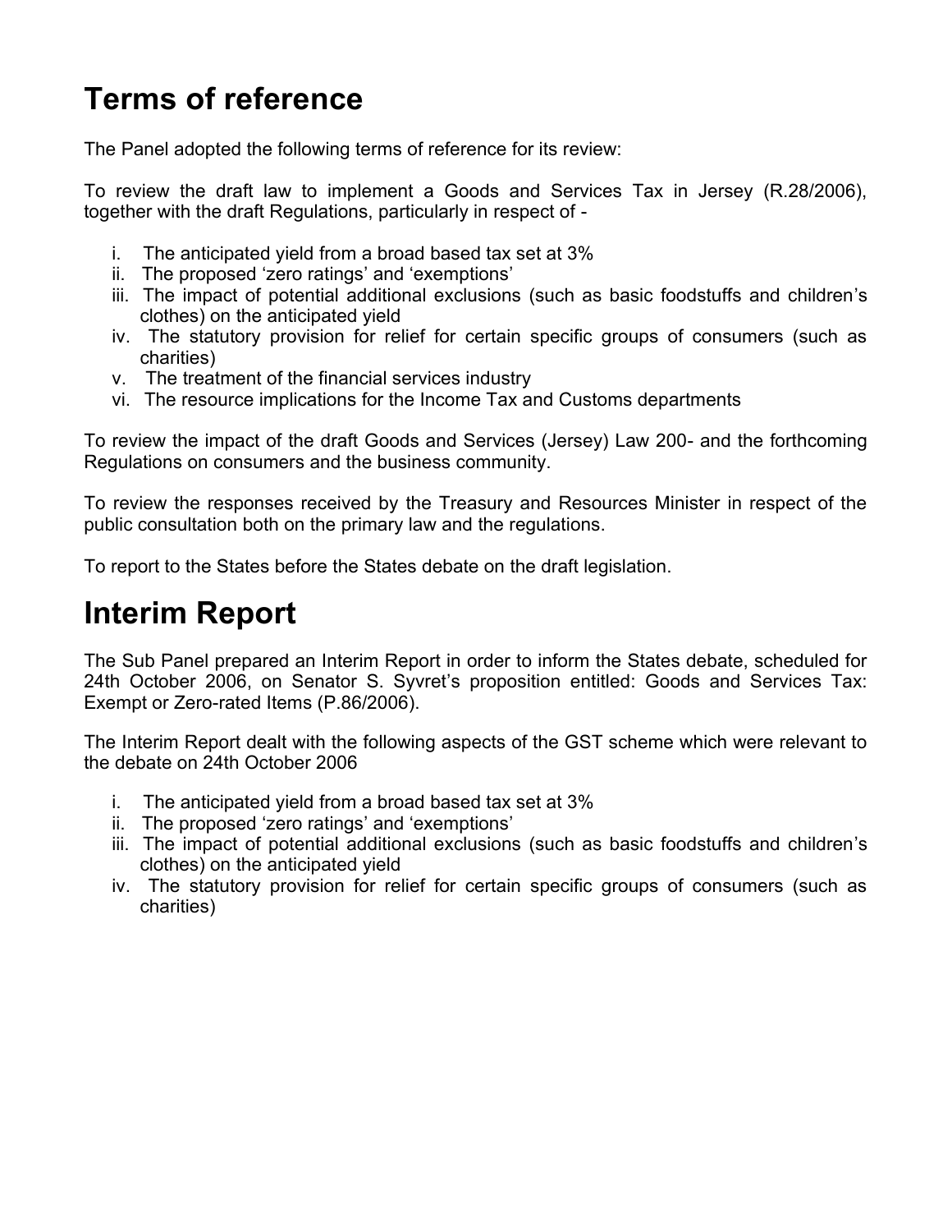# Terms of reference

The Panel adopted the following terms of reference for its review:

To review the draft law to implement a Goods and Services Tax in Jersey (R.28/2006), together with the draft Regulations, particularly in respect of -

i. The anticipated yield from a broad based tax set at 3%
ii. The proposed 'zero ratings' and 'exemptions'
iii. The impact of potential additional exclusions (such as basic foodstuffs and children's clothes) on the anticipated yield
iv. The statutory provision for relief for certain specific groups of consumers (such as charities)
v. The treatment of the financial services industry
vi. The resource implications for the Income Tax and Customs departments

To review the impact of the draft Goods and Services (Jersey) Law 200- and the forthcoming Regulations on consumers and the business community.

To review the responses received by the Treasury and Resources Minister in respect of the public consultation both on the primary law and the regulations.

To report to the States before the States debate on the draft legislation.

# Interim Report

The Sub Panel prepared an Interim Report in order to inform the States debate, scheduled for 24th October 2006, on Senator S. Syvret's proposition entitled: Goods and Services Tax: Exempt or Zero-rated Items (P.86/2006).

The Interim Report dealt with the following aspects of the GST scheme which were relevant to the debate on 24th October 2006

i. The anticipated yield from a broad based tax set at 3%
ii. The proposed 'zero ratings' and 'exemptions'
iii. The impact of potential additional exclusions (such as basic foodstuffs and children's clothes) on the anticipated yield
iv. The statutory provision for relief for certain specific groups of consumers (such as charities)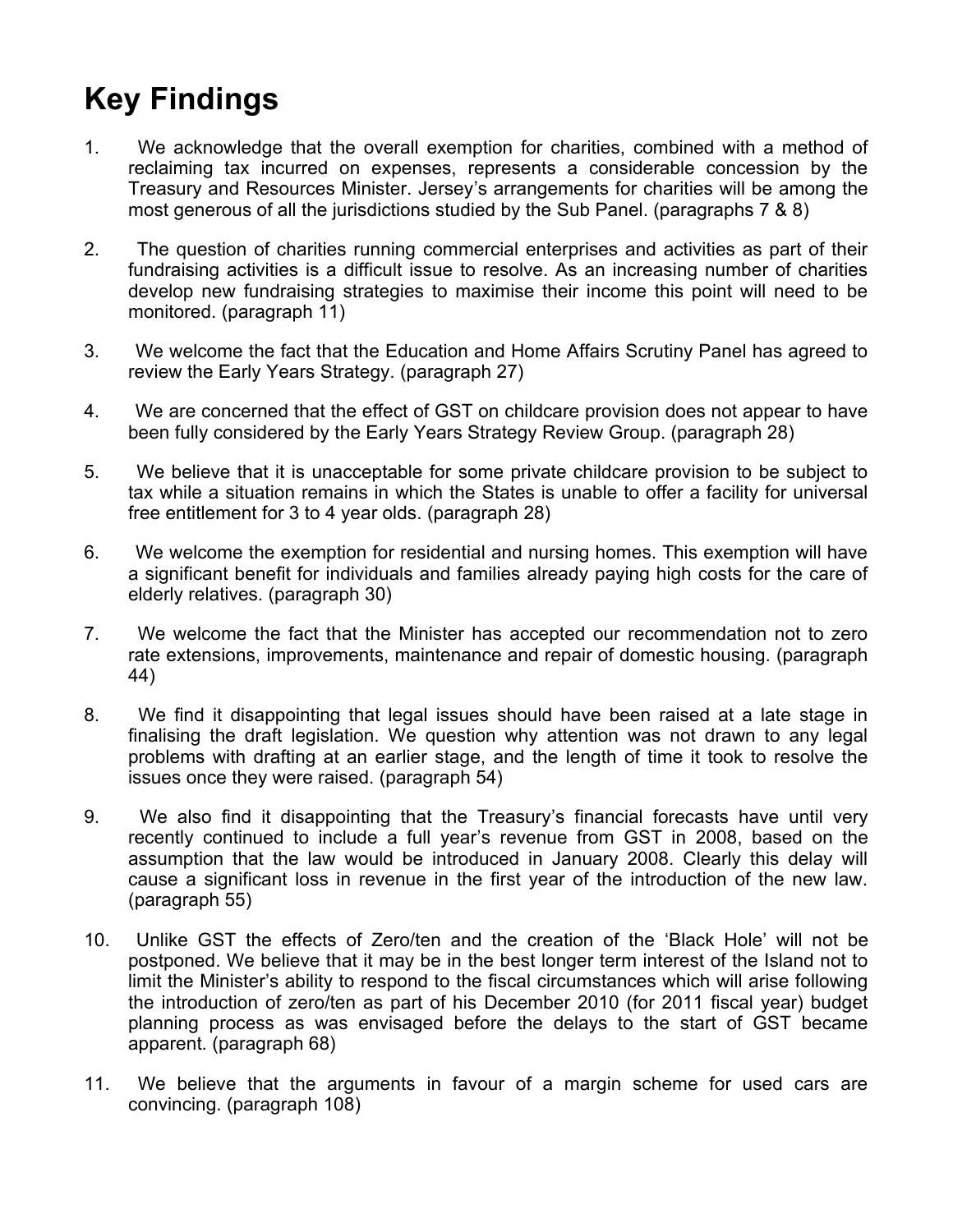# Key Findings

1. We acknowledge that the overall exemption for charities, combined with a method of reclaiming tax incurred on expenses, represents a considerable concession by the Treasury and Resources Minister. Jersey's arrangements for charities will be among the most generous of all the jurisdictions studied by the Sub Panel. (paragraphs 7 & 8)

2. The question of charities running commercial enterprises and activities as part of their fundraising activities is a difficult issue to resolve. As an increasing number of charities develop new fundraising strategies to maximise their income this point will need to be monitored. (paragraph 11)

3. We welcome the fact that the Education and Home Affairs Scrutiny Panel has agreed to review the Early Years Strategy. (paragraph 27)

4. We are concerned that the effect of GST on childcare provision does not appear to have been fully considered by the Early Years Strategy Review Group. (paragraph 28)

5. We believe that it is unacceptable for some private childcare provision to be subject to tax while a situation remains in which the States is unable to offer a facility for universal free entitlement for 3 to 4 year olds. (paragraph 28)

6. We welcome the exemption for residential and nursing homes. This exemption will have a significant benefit for individuals and families already paying high costs for the care of elderly relatives. (paragraph 30)

7. We welcome the fact that the Minister has accepted our recommendation not to zero rate extensions, improvements, maintenance and repair of domestic housing. (paragraph 44)

8. We find it disappointing that legal issues should have been raised at a late stage in finalising the draft legislation. We question why attention was not drawn to any legal problems with drafting at an earlier stage, and the length of time it took to resolve the issues once they were raised. (paragraph 54)

9. We also find it disappointing that the Treasury's financial forecasts have until very recently continued to include a full year's revenue from GST in 2008, based on the assumption that the law would be introduced in January 2008. Clearly this delay will cause a significant loss in revenue in the first year of the introduction of the new law. (paragraph 55)

10. Unlike GST the effects of Zero/ten and the creation of the 'Black Hole' will not be postponed. We believe that it may be in the best longer term interest of the Island not to limit the Minister's ability to respond to the fiscal circumstances which will arise following the introduction of zero/ten as part of his December 2010 (for 2011 fiscal year) budget planning process as was envisaged before the delays to the start of GST became apparent. (paragraph 68)

11. We believe that the arguments in favour of a margin scheme for used cars are convincing. (paragraph 108)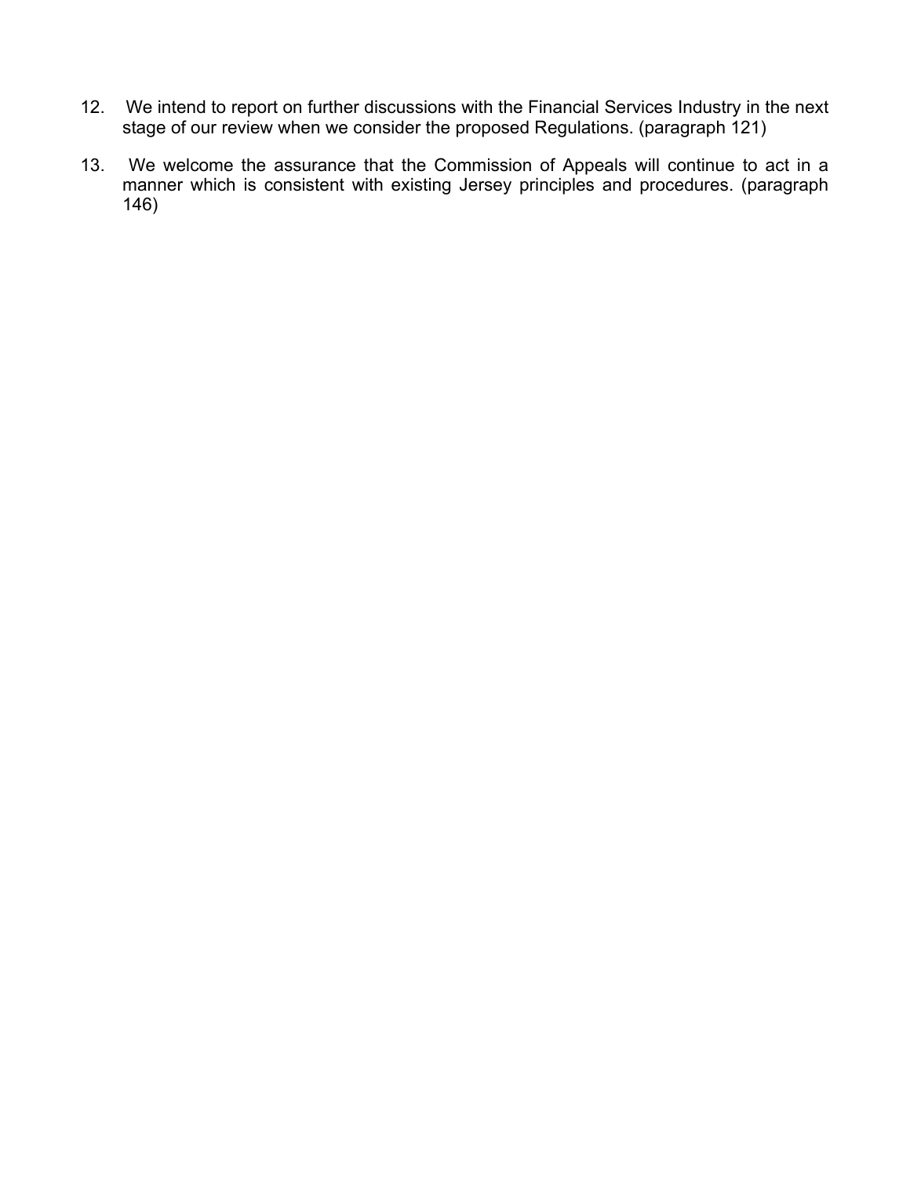12. We intend to report on further discussions with the Financial Services Industry in the next stage of our review when we consider the proposed Regulations. (paragraph 121)

13. We welcome the assurance that the Commission of Appeals will continue to act in a manner which is consistent with existing Jersey principles and procedures. (paragraph 146)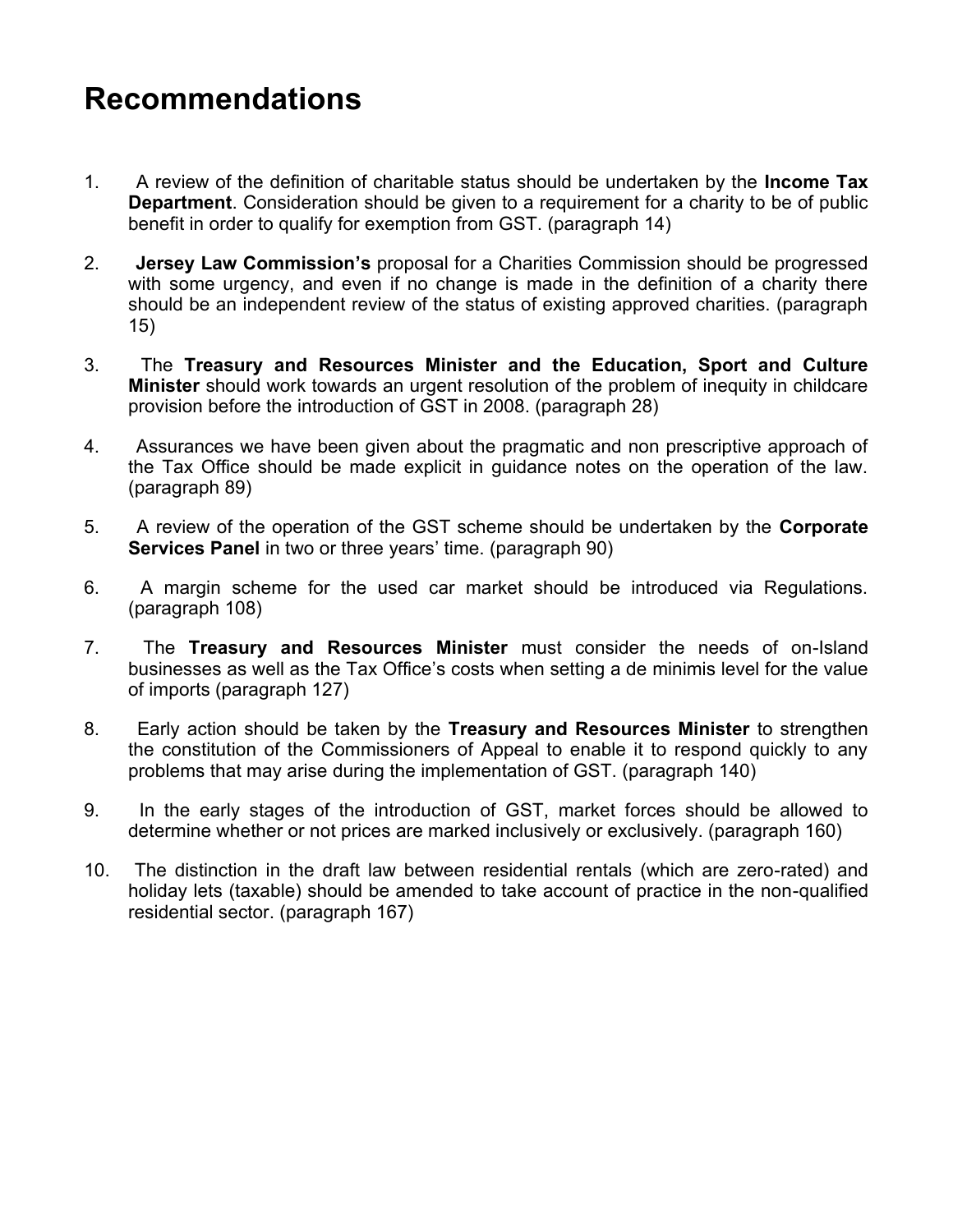# Recommendations

1. A review of the definition of charitable status should be undertaken by the **Income Tax Department**. Consideration should be given to a requirement for a charity to be of public benefit in order to qualify for exemption from GST. (paragraph 14)

2. **Jersey Law Commission's** proposal for a Charities Commission should be progressed with some urgency, and even if no change is made in the definition of a charity there should be an independent review of the status of existing approved charities. (paragraph 15)

3. The **Treasury and Resources Minister and the Education, Sport and Culture Minister** should work towards an urgent resolution of the problem of inequity in childcare provision before the introduction of GST in 2008. (paragraph 28)

4. Assurances we have been given about the pragmatic and non prescriptive approach of the Tax Office should be made explicit in guidance notes on the operation of the law. (paragraph 89)

5. A review of the operation of the GST scheme should be undertaken by the **Corporate Services Panel** in two or three years' time. (paragraph 90)

6. A margin scheme for the used car market should be introduced via Regulations. (paragraph 108)

7. The **Treasury and Resources Minister** must consider the needs of on-Island businesses as well as the Tax Office's costs when setting a de minimis level for the value of imports (paragraph 127)

8. Early action should be taken by the **Treasury and Resources Minister** to strengthen the constitution of the Commissioners of Appeal to enable it to respond quickly to any problems that may arise during the implementation of GST. (paragraph 140)

9. In the early stages of the introduction of GST, market forces should be allowed to determine whether or not prices are marked inclusively or exclusively. (paragraph 160)

10. The distinction in the draft law between residential rentals (which are zero-rated) and holiday lets (taxable) should be amended to take account of practice in the non-qualified residential sector. (paragraph 167)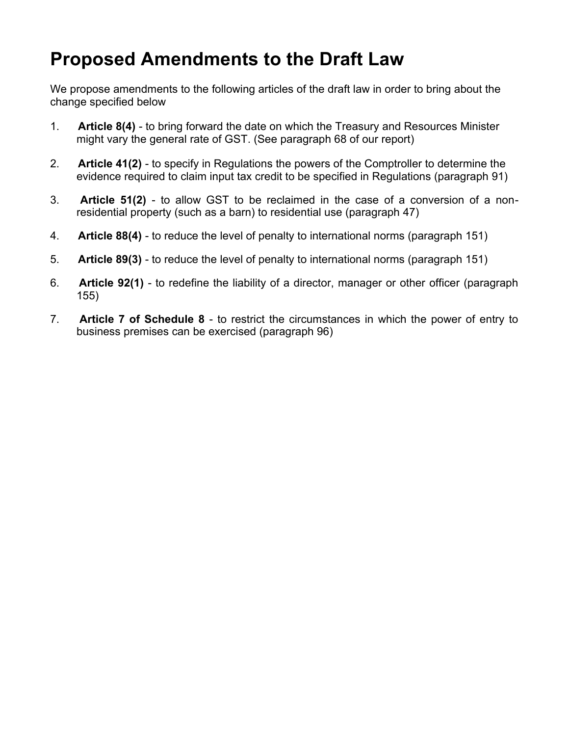# Proposed Amendments to the Draft Law

We propose amendments to the following articles of the draft law in order to bring about the change specified below

1. **Article 8(4)** - to bring forward the date on which the Treasury and Resources Minister might vary the general rate of GST. (See paragraph 68 of our report)
2. **Article 41(2)** - to specify in Regulations the powers of the Comptroller to determine the evidence required to claim input tax credit to be specified in Regulations (paragraph 91)
3. **Article 51(2)** - to allow GST to be reclaimed in the case of a conversion of a non-residential property (such as a barn) to residential use (paragraph 47)
4. **Article 88(4)** - to reduce the level of penalty to international norms (paragraph 151)
5. **Article 89(3)** - to reduce the level of penalty to international norms (paragraph 151)
6. **Article 92(1)** - to redefine the liability of a director, manager or other officer (paragraph 155)
7. **Article 7 of Schedule 8** - to restrict the circumstances in which the power of entry to business premises can be exercised (paragraph 96)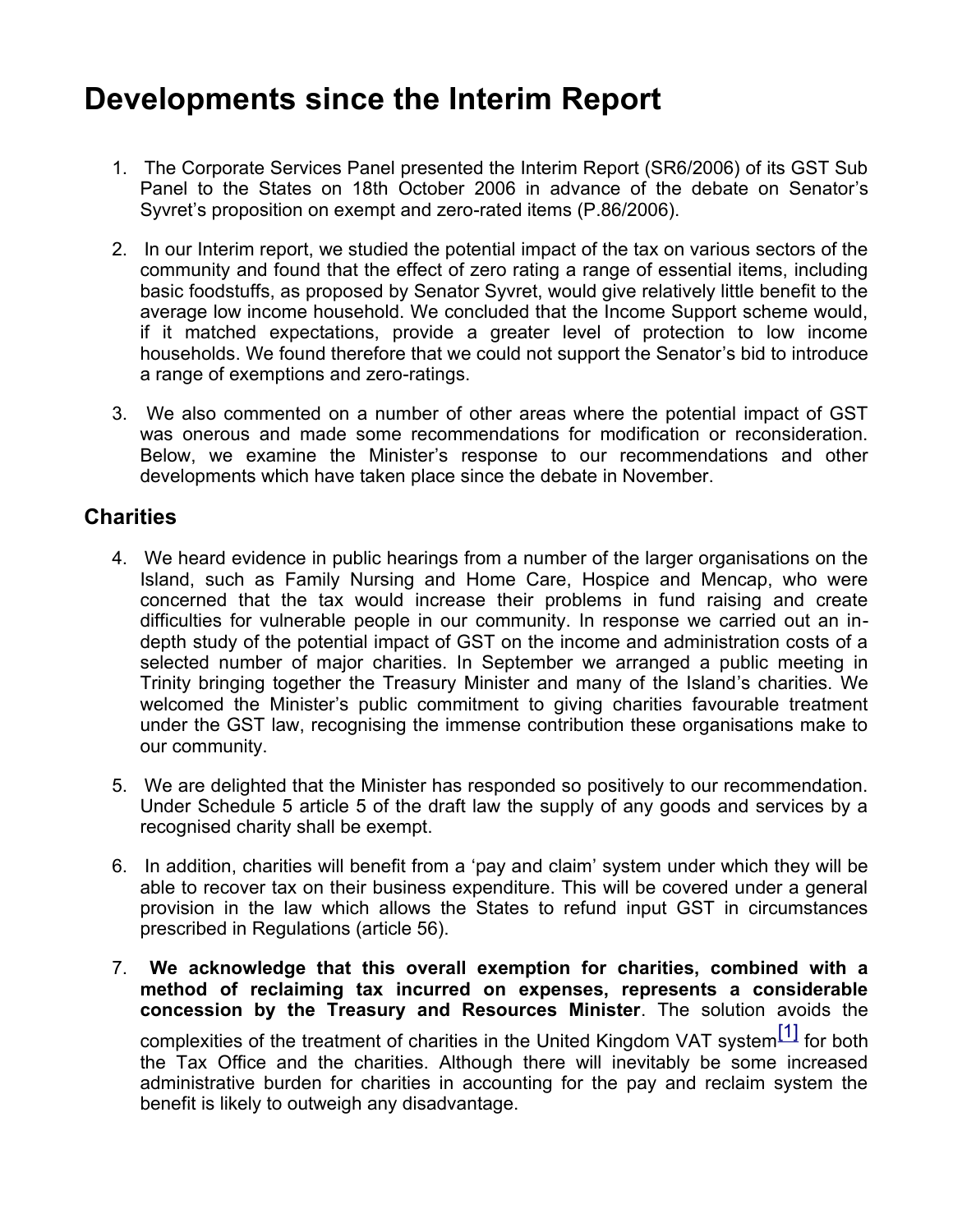# Developments since the Interim Report

1. The Corporate Services Panel presented the Interim Report (SR6/2006) of its GST Sub Panel to the States on 18th October 2006 in advance of the debate on Senator's Syvret's proposition on exempt and zero-rated items (P.86/2006).

2. In our Interim report, we studied the potential impact of the tax on various sectors of the community and found that the effect of zero rating a range of essential items, including basic foodstuffs, as proposed by Senator Syvret, would give relatively little benefit to the average low income household. We concluded that the Income Support scheme would, if it matched expectations, provide a greater level of protection to low income households. We found therefore that we could not support the Senator's bid to introduce a range of exemptions and zero-ratings.

3. We also commented on a number of other areas where the potential impact of GST was onerous and made some recommendations for modification or reconsideration. Below, we examine the Minister's response to our recommendations and other developments which have taken place since the debate in November.

## Charities

4. We heard evidence in public hearings from a number of the larger organisations on the Island, such as Family Nursing and Home Care, Hospice and Mencap, who were concerned that the tax would increase their problems in fund raising and create difficulties for vulnerable people in our community. In response we carried out an in-depth study of the potential impact of GST on the income and administration costs of a selected number of major charities. In September we arranged a public meeting in Trinity bringing together the Treasury Minister and many of the Island's charities. We welcomed the Minister's public commitment to giving charities favourable treatment under the GST law, recognising the immense contribution these organisations make to our community.

5. We are delighted that the Minister has responded so positively to our recommendation. Under Schedule 5 article 5 of the draft law the supply of any goods and services by a recognised charity shall be exempt.

6. In addition, charities will benefit from a 'pay and claim' system under which they will be able to recover tax on their business expenditure. This will be covered under a general provision in the law which allows the States to refund input GST in circumstances prescribed in Regulations (article 56).

7. **We acknowledge that this overall exemption for charities, combined with a method of reclaiming tax incurred on expenses, represents a considerable concession by the Treasury and Resources Minister**. The solution avoids the complexities of the treatment of charities in the United Kingdom VAT system[1] for both the Tax Office and the charities. Although there will inevitably be some increased administrative burden for charities in accounting for the pay and reclaim system the benefit is likely to outweigh any disadvantage.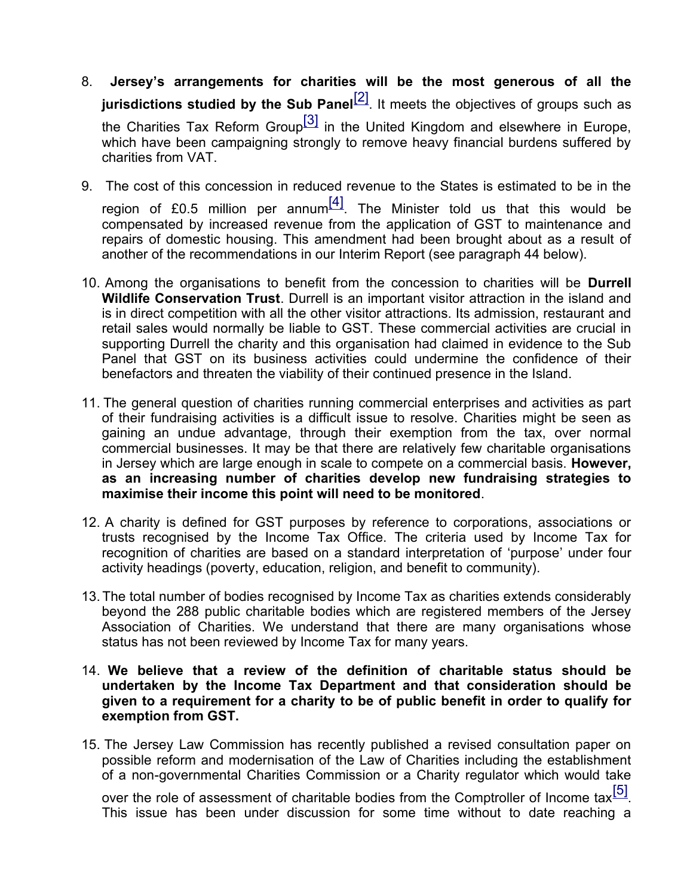8. **Jersey's arrangements for charities will be the most generous of all the jurisdictions studied by the Sub Panel**[2]. It meets the objectives of groups such as the Charities Tax Reform Group[3] in the United Kingdom and elsewhere in Europe, which have been campaigning strongly to remove heavy financial burdens suffered by charities from VAT.

9. The cost of this concession in reduced revenue to the States is estimated to be in the region of £0.5 million per annum[4]. The Minister told us that this would be compensated by increased revenue from the application of GST to maintenance and repairs of domestic housing. This amendment had been brought about as a result of another of the recommendations in our Interim Report (see paragraph 44 below).

10. Among the organisations to benefit from the concession to charities will be **Durrell Wildlife Conservation Trust**. Durrell is an important visitor attraction in the island and is in direct competition with all the other visitor attractions. Its admission, restaurant and retail sales would normally be liable to GST. These commercial activities are crucial in supporting Durrell the charity and this organisation had claimed in evidence to the Sub Panel that GST on its business activities could undermine the confidence of their benefactors and threaten the viability of their continued presence in the Island.

11. The general question of charities running commercial enterprises and activities as part of their fundraising activities is a difficult issue to resolve. Charities might be seen as gaining an undue advantage, through their exemption from the tax, over normal commercial businesses. It may be that there are relatively few charitable organisations in Jersey which are large enough in scale to compete on a commercial basis. **However, as an increasing number of charities develop new fundraising strategies to maximise their income this point will need to be monitored**.

12. A charity is defined for GST purposes by reference to corporations, associations or trusts recognised by the Income Tax Office. The criteria used by Income Tax for recognition of charities are based on a standard interpretation of 'purpose' under four activity headings (poverty, education, religion, and benefit to community).

13. The total number of bodies recognised by Income Tax as charities extends considerably beyond the 288 public charitable bodies which are registered members of the Jersey Association of Charities. We understand that there are many organisations whose status has not been reviewed by Income Tax for many years.

14. **We believe that a review of the definition of charitable status should be undertaken by the Income Tax Department and that consideration should be given to a requirement for a charity to be of public benefit in order to qualify for exemption from GST.**

15. The Jersey Law Commission has recently published a revised consultation paper on possible reform and modernisation of the Law of Charities including the establishment of a non-governmental Charities Commission or a Charity regulator which would take over the role of assessment of charitable bodies from the Comptroller of Income tax[5]. This issue has been under discussion for some time without to date reaching a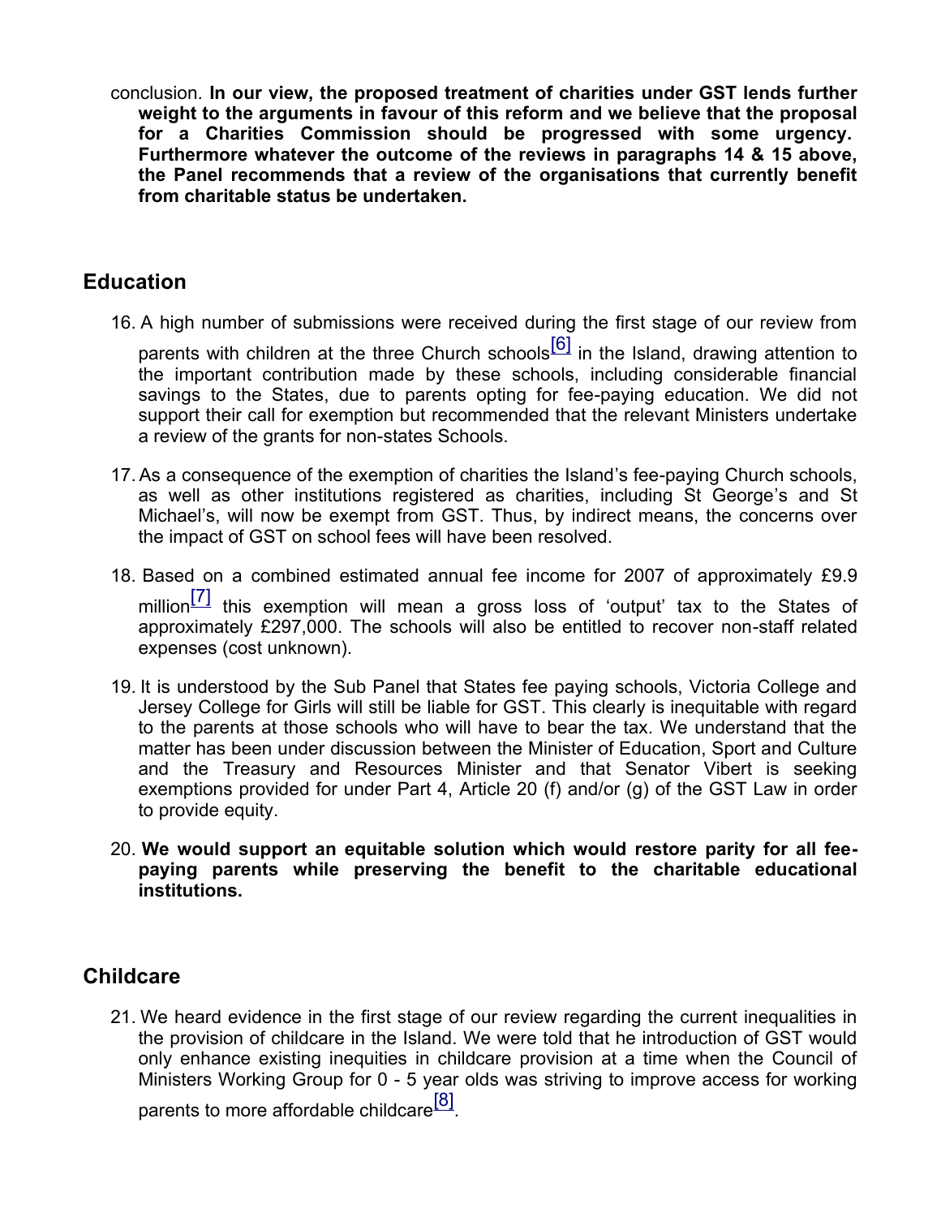conclusion. **In our view, the proposed treatment of charities under GST lends further weight to the arguments in favour of this reform and we believe that the proposal for a Charities Commission should be progressed with some urgency. Furthermore whatever the outcome of the reviews in paragraphs 14 & 15 above, the Panel recommends that a review of the organisations that currently benefit from charitable status be undertaken.**

## Education

16. A high number of submissions were received during the first stage of our review from parents with children at the three Church schools[6] in the Island, drawing attention to the important contribution made by these schools, including considerable financial savings to the States, due to parents opting for fee-paying education. We did not support their call for exemption but recommended that the relevant Ministers undertake a review of the grants for non-states Schools.

17. As a consequence of the exemption of charities the Island's fee-paying Church schools, as well as other institutions registered as charities, including St George's and St Michael's, will now be exempt from GST. Thus, by indirect means, the concerns over the impact of GST on school fees will have been resolved.

18. Based on a combined estimated annual fee income for 2007 of approximately £9.9 million[7] this exemption will mean a gross loss of 'output' tax to the States of approximately £297,000. The schools will also be entitled to recover non-staff related expenses (cost unknown).

19. It is understood by the Sub Panel that States fee paying schools, Victoria College and Jersey College for Girls will still be liable for GST. This clearly is inequitable with regard to the parents at those schools who will have to bear the tax. We understand that the matter has been under discussion between the Minister of Education, Sport and Culture and the Treasury and Resources Minister and that Senator Vibert is seeking exemptions provided for under Part 4, Article 20 (f) and/or (g) of the GST Law in order to provide equity.

20. **We would support an equitable solution which would restore parity for all fee-paying parents while preserving the benefit to the charitable educational institutions.**

## Childcare

21. We heard evidence in the first stage of our review regarding the current inequalities in the provision of childcare in the Island. We were told that he introduction of GST would only enhance existing inequities in childcare provision at a time when the Council of Ministers Working Group for 0 - 5 year olds was striving to improve access for working parents to more affordable childcare[8].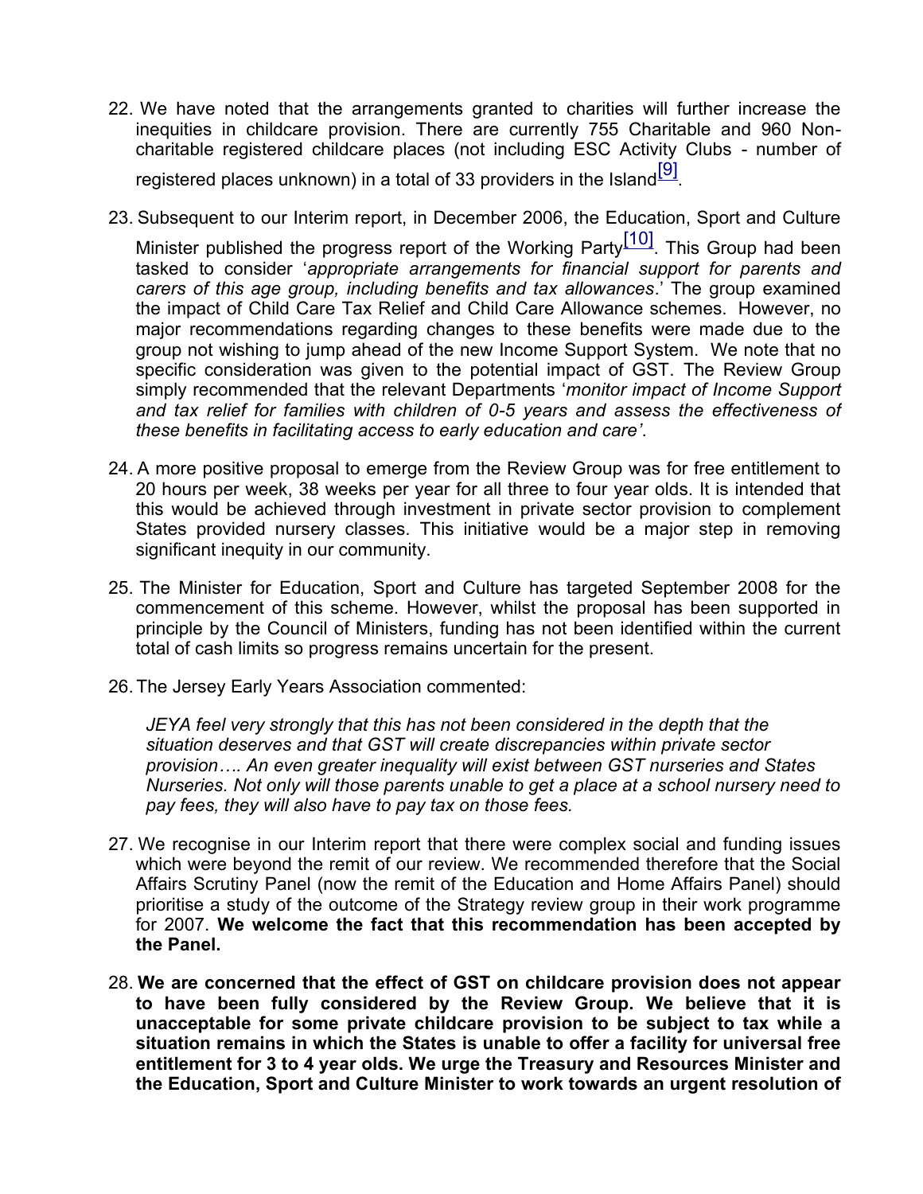22. We have noted that the arrangements granted to charities will further increase the inequities in childcare provision. There are currently 755 Charitable and 960 Non-charitable registered childcare places (not including ESC Activity Clubs - number of registered places unknown) in a total of 33 providers in the Island[9].

23. Subsequent to our Interim report, in December 2006, the Education, Sport and Culture Minister published the progress report of the Working Party[10]. This Group had been tasked to consider '*appropriate arrangements for financial support for parents and carers of this age group, including benefits and tax allowances*.' The group examined the impact of Child Care Tax Relief and Child Care Allowance schemes. However, no major recommendations regarding changes to these benefits were made due to the group not wishing to jump ahead of the new Income Support System. We note that no specific consideration was given to the potential impact of GST. The Review Group simply recommended that the relevant Departments '*monitor impact of Income Support and tax relief for families with children of 0-5 years and assess the effectiveness of these benefits in facilitating access to early education and care'*.

24. A more positive proposal to emerge from the Review Group was for free entitlement to 20 hours per week, 38 weeks per year for all three to four year olds. It is intended that this would be achieved through investment in private sector provision to complement States provided nursery classes. This initiative would be a major step in removing significant inequity in our community.

25. The Minister for Education, Sport and Culture has targeted September 2008 for the commencement of this scheme. However, whilst the proposal has been supported in principle by the Council of Ministers, funding has not been identified within the current total of cash limits so progress remains uncertain for the present.

26. The Jersey Early Years Association commented:

    *JEYA feel very strongly that this has not been considered in the depth that the situation deserves and that GST will create discrepancies within private sector provision…. An even greater inequality will exist between GST nurseries and States Nurseries. Not only will those parents unable to get a place at a school nursery need to pay fees, they will also have to pay tax on those fees.*

27. We recognise in our Interim report that there were complex social and funding issues which were beyond the remit of our review. We recommended therefore that the Social Affairs Scrutiny Panel (now the remit of the Education and Home Affairs Panel) should prioritise a study of the outcome of the Strategy review group in their work programme for 2007. **We welcome the fact that this recommendation has been accepted by the Panel.**

28. **We are concerned that the effect of GST on childcare provision does not appear to have been fully considered by the Review Group. We believe that it is unacceptable for some private childcare provision to be subject to tax while a situation remains in which the States is unable to offer a facility for universal free entitlement for 3 to 4 year olds. We urge the Treasury and Resources Minister and the Education, Sport and Culture Minister to work towards an urgent resolution of**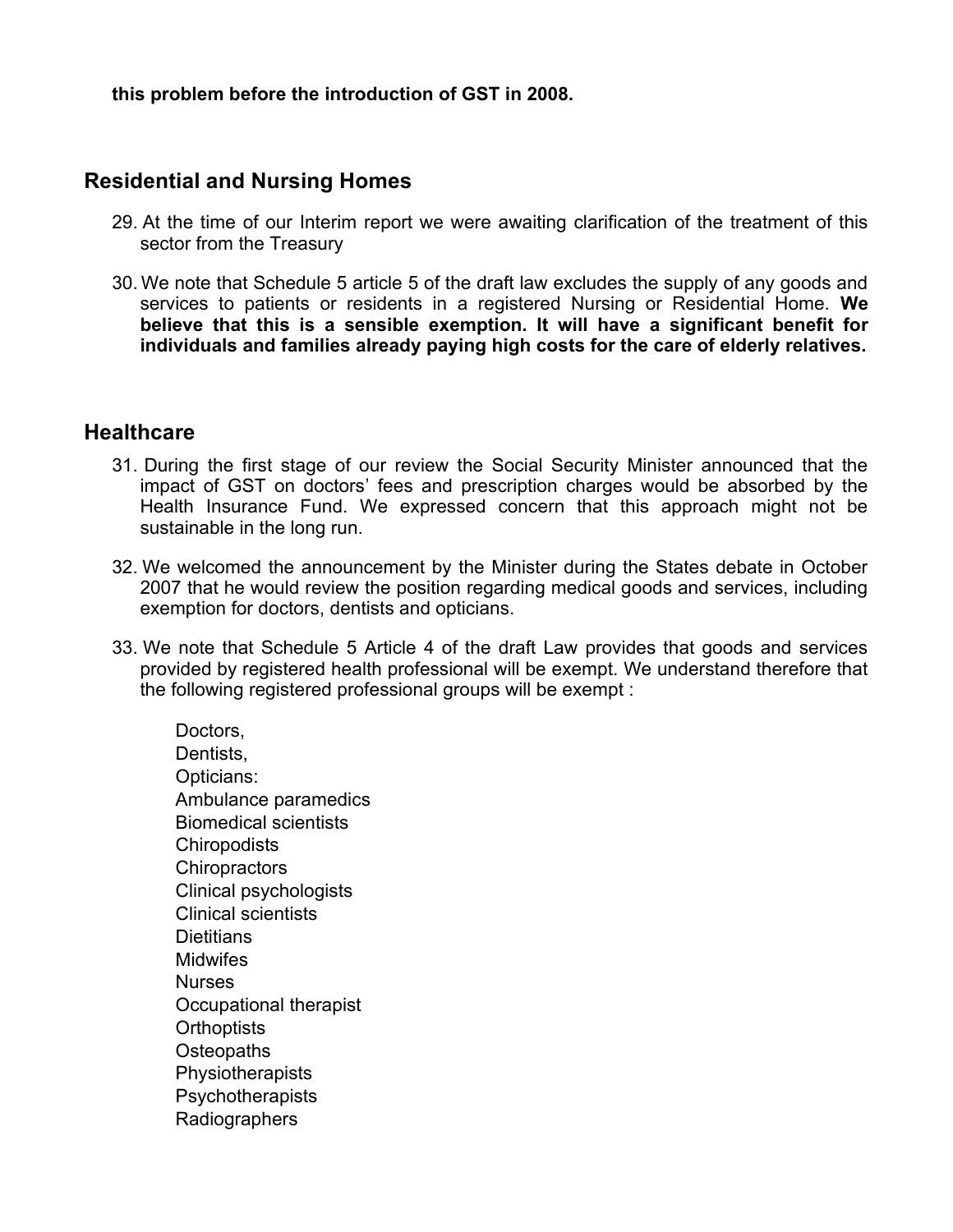**this problem before the introduction of GST in 2008.**

## Residential and Nursing Homes

29. At the time of our Interim report we were awaiting clarification of the treatment of this sector from the Treasury

30. We note that Schedule 5 article 5 of the draft law excludes the supply of any goods and services to patients or residents in a registered Nursing or Residential Home. **We believe that this is a sensible exemption. It will have a significant benefit for individuals and families already paying high costs for the care of elderly relatives.**

## Healthcare

31. During the first stage of our review the Social Security Minister announced that the impact of GST on doctors' fees and prescription charges would be absorbed by the Health Insurance Fund. We expressed concern that this approach might not be sustainable in the long run.

32. We welcomed the announcement by the Minister during the States debate in October 2007 that he would review the position regarding medical goods and services, including exemption for doctors, dentists and opticians.

33. We note that Schedule 5 Article 4 of the draft Law provides that goods and services provided by registered health professional will be exempt. We understand therefore that the following registered professional groups will be exempt :

    Doctors,
    Dentists,
    Opticians:
    Ambulance paramedics
    Biomedical scientists
    Chiropodists
    Chiropractors
    Clinical psychologists
    Clinical scientists
    Dietitians
    Midwifes
    Nurses
    Occupational therapist
    Orthoptists
    Osteopaths
    Physiotherapists
    Psychotherapists
    Radiographers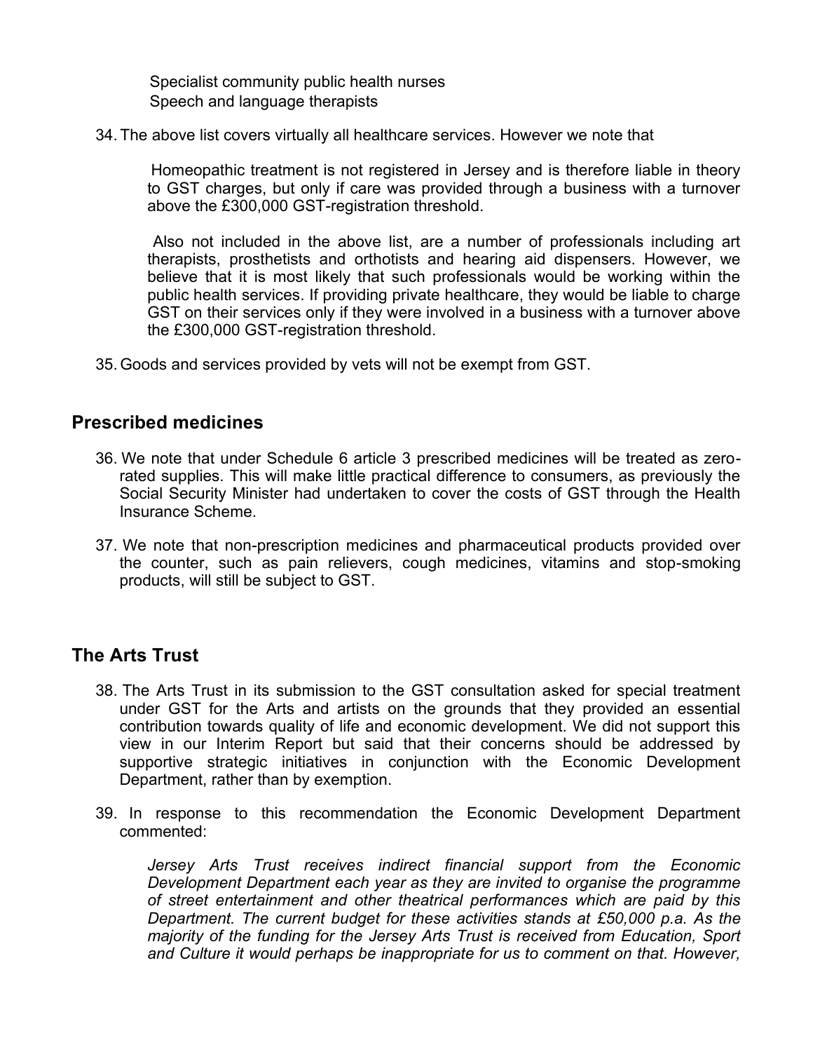Specialist community public health nurses
Speech and language therapists

34. The above list covers virtually all healthcare services. However we note that

 Homeopathic treatment is not registered in Jersey and is therefore liable in theory to GST charges, but only if care was provided through a business with a turnover above the £300,000 GST-registration threshold.

 Also not included in the above list, are a number of professionals including art therapists, prosthetists and orthotists and hearing aid dispensers. However, we believe that it is most likely that such professionals would be working within the public health services. If providing private healthcare, they would be liable to charge GST on their services only if they were involved in a business with a turnover above the £300,000 GST-registration threshold.

35. Goods and services provided by vets will not be exempt from GST.

## Prescribed medicines

36. We note that under Schedule 6 article 3 prescribed medicines will be treated as zero-rated supplies. This will make little practical difference to consumers, as previously the Social Security Minister had undertaken to cover the costs of GST through the Health Insurance Scheme.

37. We note that non-prescription medicines and pharmaceutical products provided over the counter, such as pain relievers, cough medicines, vitamins and stop-smoking products, will still be subject to GST.

## The Arts Trust

38. The Arts Trust in its submission to the GST consultation asked for special treatment under GST for the Arts and artists on the grounds that they provided an essential contribution towards quality of life and economic development. We did not support this view in our Interim Report but said that their concerns should be addressed by supportive strategic initiatives in conjunction with the Economic Development Department, rather than by exemption.

39. In response to this recommendation the Economic Development Department commented:

*Jersey Arts Trust receives indirect financial support from the Economic Development Department each year as they are invited to organise the programme of street entertainment and other theatrical performances which are paid by this Department. The current budget for these activities stands at £50,000 p.a. As the majority of the funding for the Jersey Arts Trust is received from Education, Sport and Culture it would perhaps be inappropriate for us to comment on that. However,*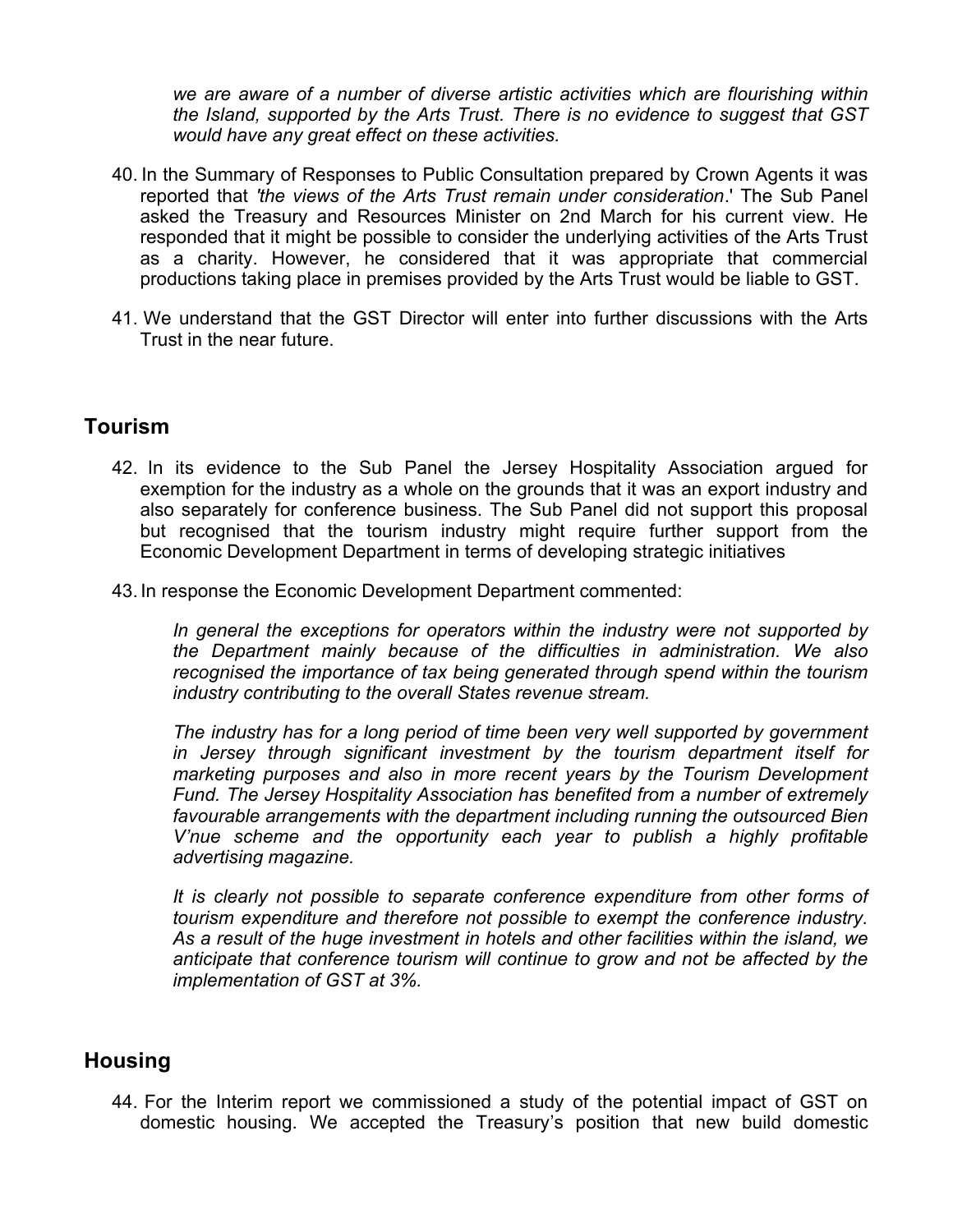*we are aware of a number of diverse artistic activities which are flourishing within the Island, supported by the Arts Trust. There is no evidence to suggest that GST would have any great effect on these activities.*

40. In the Summary of Responses to Public Consultation prepared by Crown Agents it was reported that *'the views of the Arts Trust remain under consideration*.' The Sub Panel asked the Treasury and Resources Minister on 2nd March for his current view. He responded that it might be possible to consider the underlying activities of the Arts Trust as a charity. However, he considered that it was appropriate that commercial productions taking place in premises provided by the Arts Trust would be liable to GST.

41. We understand that the GST Director will enter into further discussions with the Arts Trust in the near future.

## Tourism

42. In its evidence to the Sub Panel the Jersey Hospitality Association argued for exemption for the industry as a whole on the grounds that it was an export industry and also separately for conference business. The Sub Panel did not support this proposal but recognised that the tourism industry might require further support from the Economic Development Department in terms of developing strategic initiatives

43. In response the Economic Development Department commented:

*In general the exceptions for operators within the industry were not supported by the Department mainly because of the difficulties in administration. We also recognised the importance of tax being generated through spend within the tourism industry contributing to the overall States revenue stream.*

*The industry has for a long period of time been very well supported by government in Jersey through significant investment by the tourism department itself for marketing purposes and also in more recent years by the Tourism Development Fund. The Jersey Hospitality Association has benefited from a number of extremely favourable arrangements with the department including running the outsourced Bien V'nue scheme and the opportunity each year to publish a highly profitable advertising magazine.*

*It is clearly not possible to separate conference expenditure from other forms of tourism expenditure and therefore not possible to exempt the conference industry. As a result of the huge investment in hotels and other facilities within the island, we anticipate that conference tourism will continue to grow and not be affected by the implementation of GST at 3%.*

## Housing

44. For the Interim report we commissioned a study of the potential impact of GST on domestic housing. We accepted the Treasury's position that new build domestic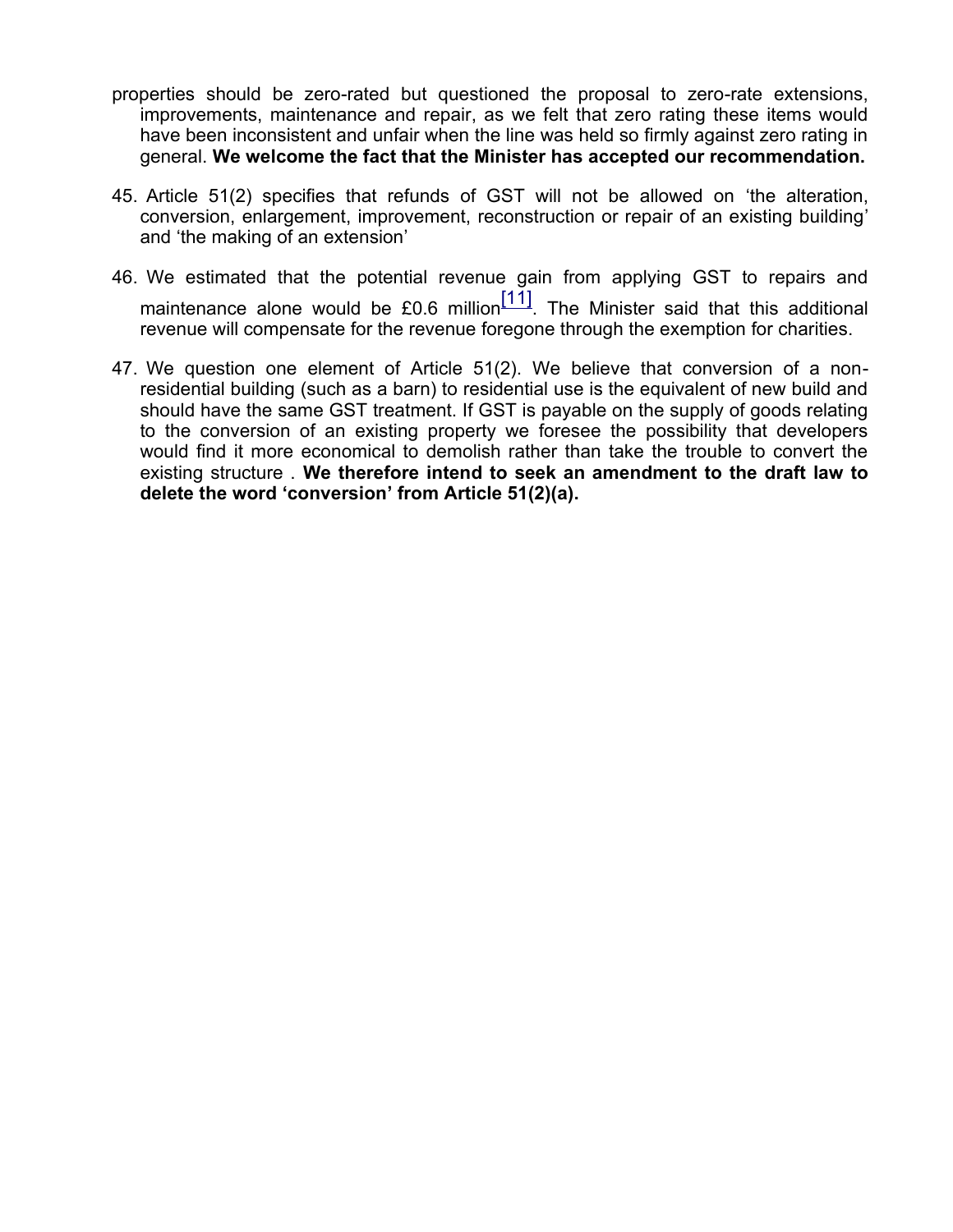properties should be zero-rated but questioned the proposal to zero-rate extensions, improvements, maintenance and repair, as we felt that zero rating these items would have been inconsistent and unfair when the line was held so firmly against zero rating in general. **We welcome the fact that the Minister has accepted our recommendation.**

45. Article 51(2) specifies that refunds of GST will not be allowed on 'the alteration, conversion, enlargement, improvement, reconstruction or repair of an existing building' and 'the making of an extension'

46. We estimated that the potential revenue gain from applying GST to repairs and maintenance alone would be £0.6 million[11]. The Minister said that this additional revenue will compensate for the revenue foregone through the exemption for charities.

47. We question one element of Article 51(2). We believe that conversion of a non-residential building (such as a barn) to residential use is the equivalent of new build and should have the same GST treatment. If GST is payable on the supply of goods relating to the conversion of an existing property we foresee the possibility that developers would find it more economical to demolish rather than take the trouble to convert the existing structure . **We therefore intend to seek an amendment to the draft law to delete the word 'conversion' from Article 51(2)(a).**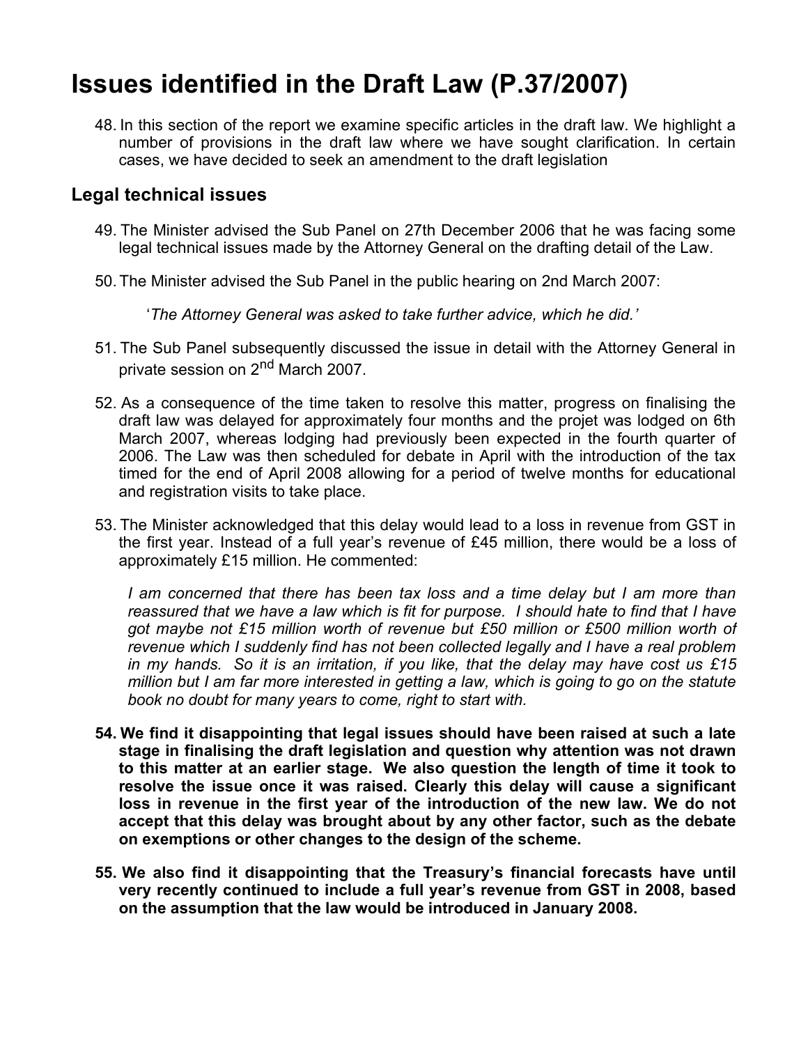# Issues identified in the Draft Law (P.37/2007)

48. In this section of the report we examine specific articles in the draft law. We highlight a number of provisions in the draft law where we have sought clarification. In certain cases, we have decided to seek an amendment to the draft legislation

## Legal technical issues

49. The Minister advised the Sub Panel on 27th December 2006 that he was facing some legal technical issues made by the Attorney General on the drafting detail of the Law.

50. The Minister advised the Sub Panel in the public hearing on 2nd March 2007:

    '*The Attorney General was asked to take further advice, which he did.*'

51. The Sub Panel subsequently discussed the issue in detail with the Attorney General in private session on 2nd March 2007.

52. As a consequence of the time taken to resolve this matter, progress on finalising the draft law was delayed for approximately four months and the projet was lodged on 6th March 2007, whereas lodging had previously been expected in the fourth quarter of 2006. The Law was then scheduled for debate in April with the introduction of the tax timed for the end of April 2008 allowing for a period of twelve months for educational and registration visits to take place.

53. The Minister acknowledged that this delay would lead to a loss in revenue from GST in the first year. Instead of a full year's revenue of £45 million, there would be a loss of approximately £15 million. He commented:

    *I am concerned that there has been tax loss and a time delay but I am more than reassured that we have a law which is fit for purpose. I should hate to find that I have got maybe not £15 million worth of revenue but £50 million or £500 million worth of revenue which I suddenly find has not been collected legally and I have a real problem in my hands. So it is an irritation, if you like, that the delay may have cost us £15 million but I am far more interested in getting a law, which is going to go on the statute book no doubt for many years to come, right to start with.*

**54. We find it disappointing that legal issues should have been raised at such a late stage in finalising the draft legislation and question why attention was not drawn to this matter at an earlier stage. We also question the length of time it took to resolve the issue once it was raised. Clearly this delay will cause a significant loss in revenue in the first year of the introduction of the new law. We do not accept that this delay was brought about by any other factor, such as the debate on exemptions or other changes to the design of the scheme.**

**55. We also find it disappointing that the Treasury's financial forecasts have until very recently continued to include a full year's revenue from GST in 2008, based on the assumption that the law would be introduced in January 2008.**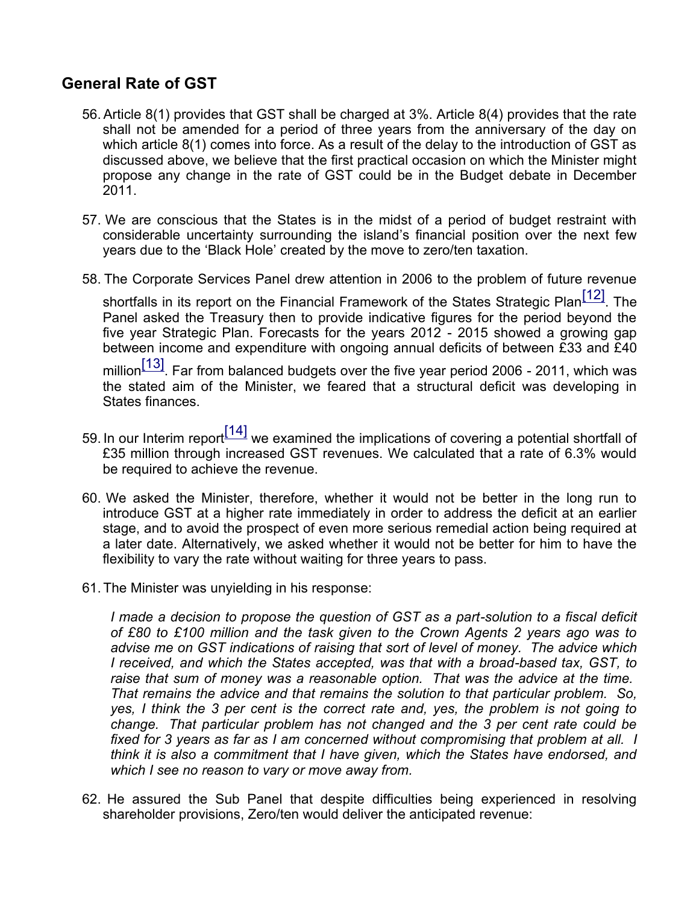## General Rate of GST

56. Article 8(1) provides that GST shall be charged at 3%. Article 8(4) provides that the rate shall not be amended for a period of three years from the anniversary of the day on which article 8(1) comes into force. As a result of the delay to the introduction of GST as discussed above, we believe that the first practical occasion on which the Minister might propose any change in the rate of GST could be in the Budget debate in December 2011.

57. We are conscious that the States is in the midst of a period of budget restraint with considerable uncertainty surrounding the island's financial position over the next few years due to the 'Black Hole' created by the move to zero/ten taxation.

58. The Corporate Services Panel drew attention in 2006 to the problem of future revenue shortfalls in its report on the Financial Framework of the States Strategic Plan[12]. The Panel asked the Treasury then to provide indicative figures for the period beyond the five year Strategic Plan. Forecasts for the years 2012 - 2015 showed a growing gap between income and expenditure with ongoing annual deficits of between £33 and £40 million[13]. Far from balanced budgets over the five year period 2006 - 2011, which was the stated aim of the Minister, we feared that a structural deficit was developing in States finances.

59. In our Interim report[14] we examined the implications of covering a potential shortfall of £35 million through increased GST revenues. We calculated that a rate of 6.3% would be required to achieve the revenue.

60. We asked the Minister, therefore, whether it would not be better in the long run to introduce GST at a higher rate immediately in order to address the deficit at an earlier stage, and to avoid the prospect of even more serious remedial action being required at a later date. Alternatively, we asked whether it would not be better for him to have the flexibility to vary the rate without waiting for three years to pass.

61. The Minister was unyielding in his response:

    *I made a decision to propose the question of GST as a part-solution to a fiscal deficit of £80 to £100 million and the task given to the Crown Agents 2 years ago was to advise me on GST indications of raising that sort of level of money. The advice which I received, and which the States accepted, was that with a broad-based tax, GST, to raise that sum of money was a reasonable option. That was the advice at the time. That remains the advice and that remains the solution to that particular problem. So, yes, I think the 3 per cent is the correct rate and, yes, the problem is not going to change. That particular problem has not changed and the 3 per cent rate could be fixed for 3 years as far as I am concerned without compromising that problem at all. I think it is also a commitment that I have given, which the States have endorsed, and which I see no reason to vary or move away from.*

62. He assured the Sub Panel that despite difficulties being experienced in resolving shareholder provisions, Zero/ten would deliver the anticipated revenue: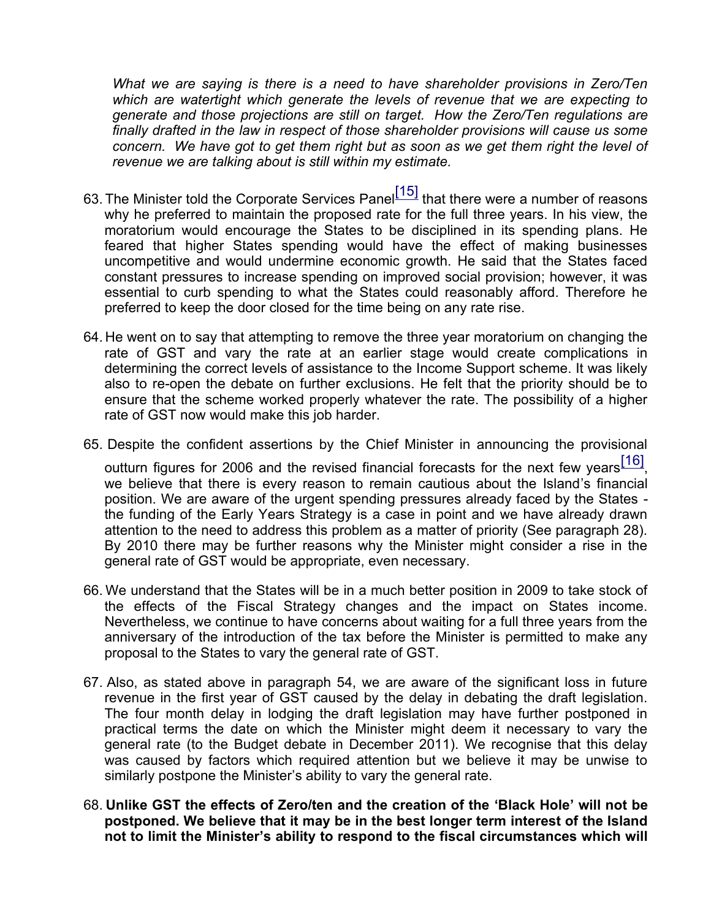*What we are saying is there is a need to have shareholder provisions in Zero/Ten which are watertight which generate the levels of revenue that we are expecting to generate and those projections are still on target. How the Zero/Ten regulations are finally drafted in the law in respect of those shareholder provisions will cause us some concern. We have got to get them right but as soon as we get them right the level of revenue we are talking about is still within my estimate.*

63. The Minister told the Corporate Services Panel[15] that there were a number of reasons why he preferred to maintain the proposed rate for the full three years. In his view, the moratorium would encourage the States to be disciplined in its spending plans. He feared that higher States spending would have the effect of making businesses uncompetitive and would undermine economic growth. He said that the States faced constant pressures to increase spending on improved social provision; however, it was essential to curb spending to what the States could reasonably afford. Therefore he preferred to keep the door closed for the time being on any rate rise.

64. He went on to say that attempting to remove the three year moratorium on changing the rate of GST and vary the rate at an earlier stage would create complications in determining the correct levels of assistance to the Income Support scheme. It was likely also to re-open the debate on further exclusions. He felt that the priority should be to ensure that the scheme worked properly whatever the rate. The possibility of a higher rate of GST now would make this job harder.

65. Despite the confident assertions by the Chief Minister in announcing the provisional outturn figures for 2006 and the revised financial forecasts for the next few years[16], we believe that there is every reason to remain cautious about the Island's financial position. We are aware of the urgent spending pressures already faced by the States - the funding of the Early Years Strategy is a case in point and we have already drawn attention to the need to address this problem as a matter of priority (See paragraph 28). By 2010 there may be further reasons why the Minister might consider a rise in the general rate of GST would be appropriate, even necessary.

66. We understand that the States will be in a much better position in 2009 to take stock of the effects of the Fiscal Strategy changes and the impact on States income. Nevertheless, we continue to have concerns about waiting for a full three years from the anniversary of the introduction of the tax before the Minister is permitted to make any proposal to the States to vary the general rate of GST.

67. Also, as stated above in paragraph 54, we are aware of the significant loss in future revenue in the first year of GST caused by the delay in debating the draft legislation. The four month delay in lodging the draft legislation may have further postponed in practical terms the date on which the Minister might deem it necessary to vary the general rate (to the Budget debate in December 2011). We recognise that this delay was caused by factors which required attention but we believe it may be unwise to similarly postpone the Minister's ability to vary the general rate.

68. **Unlike GST the effects of Zero/ten and the creation of the 'Black Hole' will not be postponed. We believe that it may be in the best longer term interest of the Island not to limit the Minister's ability to respond to the fiscal circumstances which will**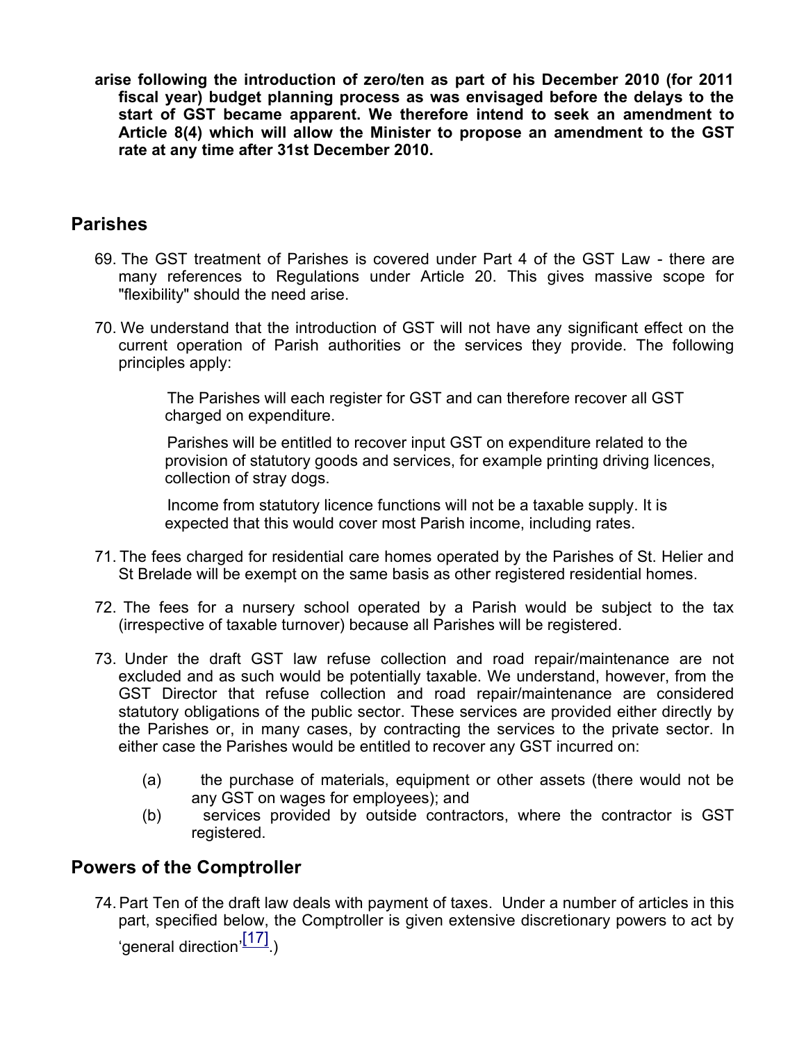**arise following the introduction of zero/ten as part of his December 2010 (for 2011 fiscal year) budget planning process as was envisaged before the delays to the start of GST became apparent. We therefore intend to seek an amendment to Article 8(4) which will allow the Minister to propose an amendment to the GST rate at any time after 31st December 2010.**

## Parishes

69. The GST treatment of Parishes is covered under Part 4 of the GST Law - there are many references to Regulations under Article 20. This gives massive scope for "flexibility" should the need arise.

70. We understand that the introduction of GST will not have any significant effect on the current operation of Parish authorities or the services they provide. The following principles apply:

    The Parishes will each register for GST and can therefore recover all GST charged on expenditure.

    Parishes will be entitled to recover input GST on expenditure related to the provision of statutory goods and services, for example printing driving licences, collection of stray dogs.

    Income from statutory licence functions will not be a taxable supply. It is expected that this would cover most Parish income, including rates.

71. The fees charged for residential care homes operated by the Parishes of St. Helier and St Brelade will be exempt on the same basis as other registered residential homes.

72. The fees for a nursery school operated by a Parish would be subject to the tax (irrespective of taxable turnover) because all Parishes will be registered.

73. Under the draft GST law refuse collection and road repair/maintenance are not excluded and as such would be potentially taxable. We understand, however, from the GST Director that refuse collection and road repair/maintenance are considered statutory obligations of the public sector. These services are provided either directly by the Parishes or, in many cases, by contracting the services to the private sector. In either case the Parishes would be entitled to recover any GST incurred on:

    (a) the purchase of materials, equipment or other assets (there would not be any GST on wages for employees); and
    (b) services provided by outside contractors, where the contractor is GST registered.

## Powers of the Comptroller

74. Part Ten of the draft law deals with payment of taxes. Under a number of articles in this part, specified below, the Comptroller is given extensive discretionary powers to act by 'general direction'[17].)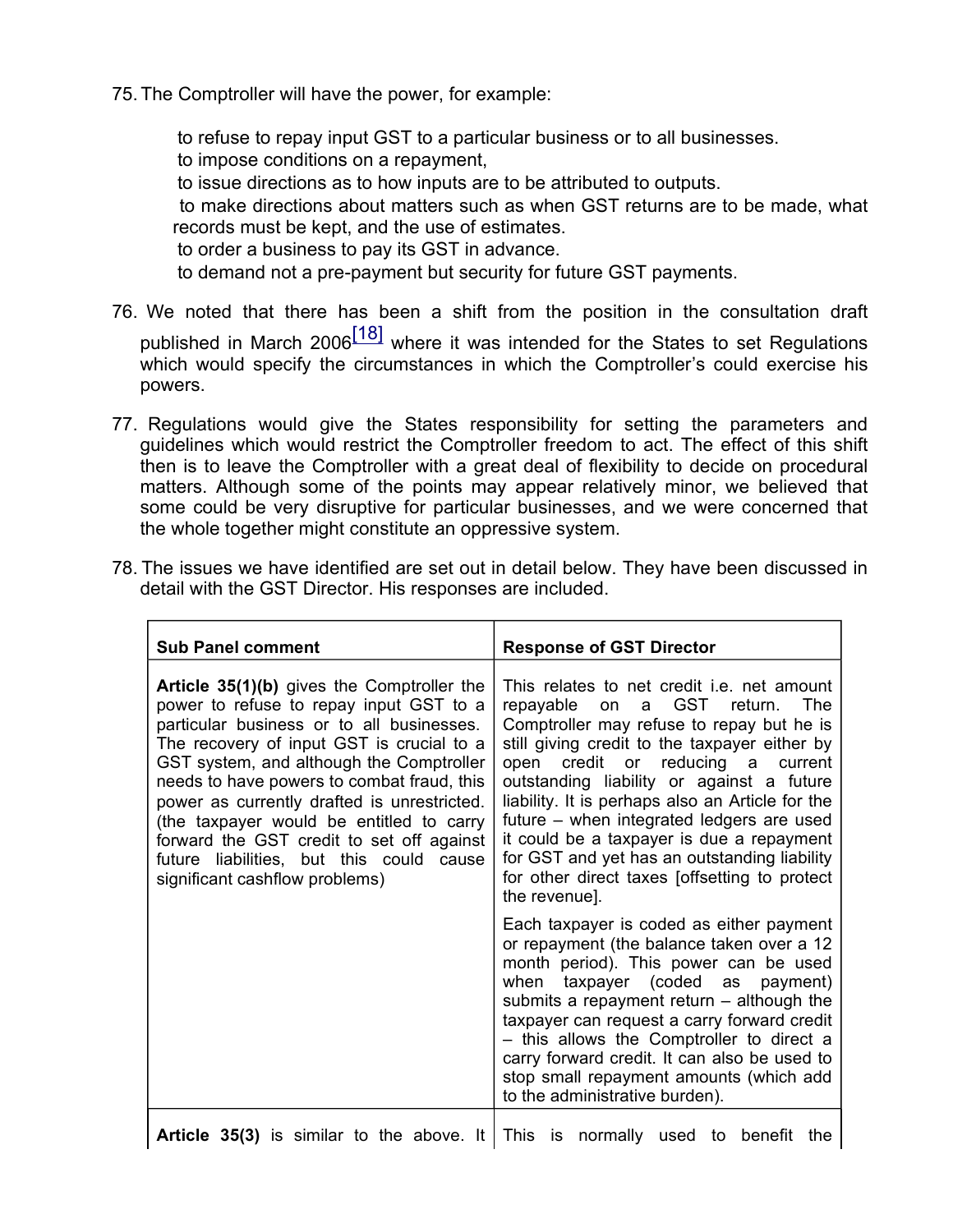75. The Comptroller will have the power, for example:

 to refuse to repay input GST to a particular business or to all businesses.
 to impose conditions on a repayment,
 to issue directions as to how inputs are to be attributed to outputs.
 to make directions about matters such as when GST returns are to be made, what records must be kept, and the use of estimates.
 to order a business to pay its GST in advance.
 to demand not a pre-payment but security for future GST payments.

76. We noted that there has been a shift from the position in the consultation draft published in March 2006[18] where it was intended for the States to set Regulations which would specify the circumstances in which the Comptroller's could exercise his powers.

77. Regulations would give the States responsibility for setting the parameters and guidelines which would restrict the Comptroller freedom to act. The effect of this shift then is to leave the Comptroller with a great deal of flexibility to decide on procedural matters. Although some of the points may appear relatively minor, we believed that some could be very disruptive for particular businesses, and we were concerned that the whole together might constitute an oppressive system.

78. The issues we have identified are set out in detail below. They have been discussed in detail with the GST Director. His responses are included.

| Sub Panel comment | Response of GST Director |
|---|---|
| **Article 35(1)(b)** gives the Comptroller the power to refuse to repay input GST to a particular business or to all businesses. The recovery of input GST is crucial to a GST system, and although the Comptroller needs to have powers to combat fraud, this power as currently drafted is unrestricted. (the taxpayer would be entitled to carry forward the GST credit to set off against future liabilities, but this could cause significant cashflow problems) | This relates to net credit i.e. net amount repayable on a GST return. The Comptroller may refuse to repay but he is still giving credit to the taxpayer either by open credit or reducing a current outstanding liability or against a future liability. It is perhaps also an Article for the future – when integrated ledgers are used it could be a taxpayer is due a repayment for GST and yet has an outstanding liability for other direct taxes [offsetting to protect the revenue]. <br><br> Each taxpayer is coded as either payment or repayment (the balance taken over a 12 month period). This power can be used when taxpayer (coded as payment) submits a repayment return – although the taxpayer can request a carry forward credit – this allows the Comptroller to direct a carry forward credit. It can also be used to stop small repayment amounts (which add to the administrative burden). |
| **Article 35(3)** is similar to the above. It | This is normally used to benefit the |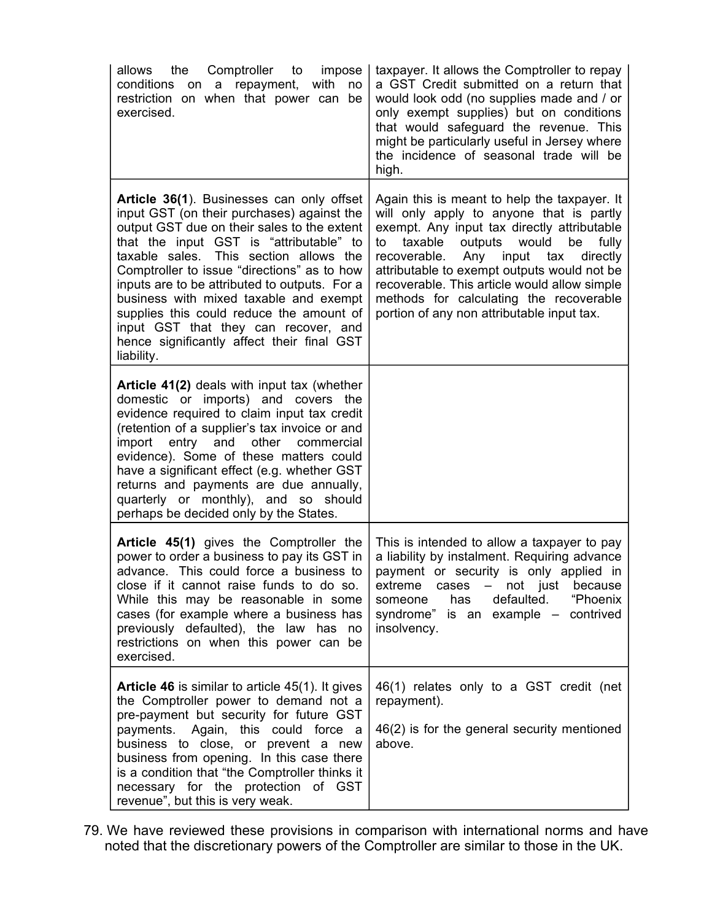| | |
|---|---|
| allows the Comptroller to impose conditions on a repayment, with no restriction on when that power can be exercised. | taxpayer. It allows the Comptroller to repay a GST Credit submitted on a return that would look odd (no supplies made and / or only exempt supplies) but on conditions that would safeguard the revenue. This might be particularly useful in Jersey where the incidence of seasonal trade will be high. |
| **Article 36(1**). Businesses can only offset input GST (on their purchases) against the output GST due on their sales to the extent that the input GST is "attributable" to taxable sales. This section allows the Comptroller to issue "directions" as to how inputs are to be attributed to outputs. For a business with mixed taxable and exempt supplies this could reduce the amount of input GST that they can recover, and hence significantly affect their final GST liability. | Again this is meant to help the taxpayer. It will only apply to anyone that is partly exempt. Any input tax directly attributable to taxable outputs would be fully recoverable. Any input tax directly attributable to exempt outputs would not be recoverable. This article would allow simple methods for calculating the recoverable portion of any non attributable input tax. |
| **Article 41(2)** deals with input tax (whether domestic or imports) and covers the evidence required to claim input tax credit (retention of a supplier's tax invoice or and import entry and other commercial evidence). Some of these matters could have a significant effect (e.g. whether GST returns and payments are due annually, quarterly or monthly), and so should perhaps be decided only by the States. | |
| **Article 45(1)** gives the Comptroller the power to order a business to pay its GST in advance. This could force a business to close if it cannot raise funds to do so. While this may be reasonable in some cases (for example where a business has previously defaulted), the law has no restrictions on when this power can be exercised. | This is intended to allow a taxpayer to pay a liability by instalment. Requiring advance payment or security is only applied in extreme cases – not just because someone has defaulted. "Phoenix syndrome" is an example – contrived insolvency. |
| **Article 46** is similar to article 45(1). It gives the Comptroller power to demand not a pre-payment but security for future GST payments. Again, this could force a business to close, or prevent a new business from opening. In this case there is a condition that "the Comptroller thinks it necessary for the protection of GST revenue", but this is very weak. | 46(1) relates only to a GST credit (net repayment).<br><br>46(2) is for the general security mentioned above. |

79. We have reviewed these provisions in comparison with international norms and have noted that the discretionary powers of the Comptroller are similar to those in the UK.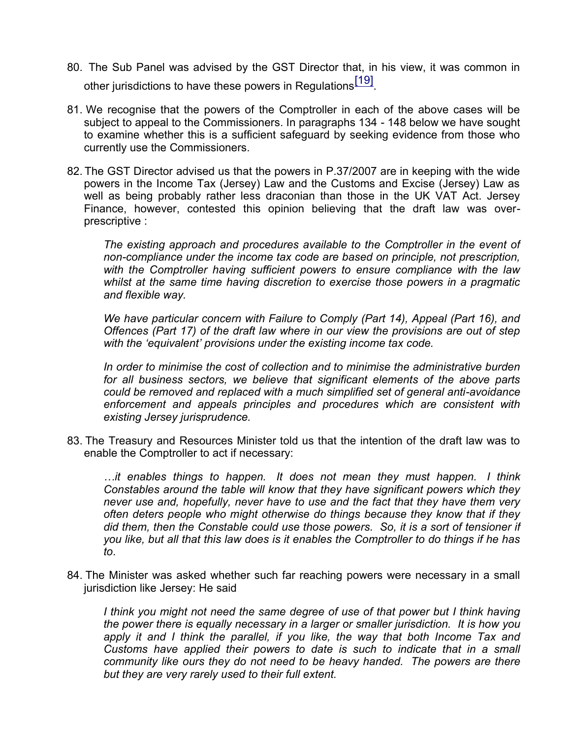80. The Sub Panel was advised by the GST Director that, in his view, it was common in other jurisdictions to have these powers in Regulations[19].

81. We recognise that the powers of the Comptroller in each of the above cases will be subject to appeal to the Commissioners. In paragraphs 134 - 148 below we have sought to examine whether this is a sufficient safeguard by seeking evidence from those who currently use the Commissioners.

82. The GST Director advised us that the powers in P.37/2007 are in keeping with the wide powers in the Income Tax (Jersey) Law and the Customs and Excise (Jersey) Law as well as being probably rather less draconian than those in the UK VAT Act. Jersey Finance, however, contested this opinion believing that the draft law was over-prescriptive :

    *The existing approach and procedures available to the Comptroller in the event of non-compliance under the income tax code are based on principle, not prescription, with the Comptroller having sufficient powers to ensure compliance with the law whilst at the same time having discretion to exercise those powers in a pragmatic and flexible way.*

    *We have particular concern with Failure to Comply (Part 14), Appeal (Part 16), and Offences (Part 17) of the draft law where in our view the provisions are out of step with the 'equivalent' provisions under the existing income tax code.*

    *In order to minimise the cost of collection and to minimise the administrative burden for all business sectors, we believe that significant elements of the above parts could be removed and replaced with a much simplified set of general anti-avoidance enforcement and appeals principles and procedures which are consistent with existing Jersey jurisprudence.*

83. The Treasury and Resources Minister told us that the intention of the draft law was to enable the Comptroller to act if necessary:

    *…it enables things to happen. It does not mean they must happen. I think Constables around the table will know that they have significant powers which they never use and, hopefully, never have to use and the fact that they have them very often deters people who might otherwise do things because they know that if they did them, then the Constable could use those powers. So, it is a sort of tensioner if you like, but all that this law does is it enables the Comptroller to do things if he has to*.

84. The Minister was asked whether such far reaching powers were necessary in a small jurisdiction like Jersey: He said

    *I think you might not need the same degree of use of that power but I think having the power there is equally necessary in a larger or smaller jurisdiction. It is how you apply it and I think the parallel, if you like, the way that both Income Tax and Customs have applied their powers to date is such to indicate that in a small community like ours they do not need to be heavy handed. The powers are there but they are very rarely used to their full extent.*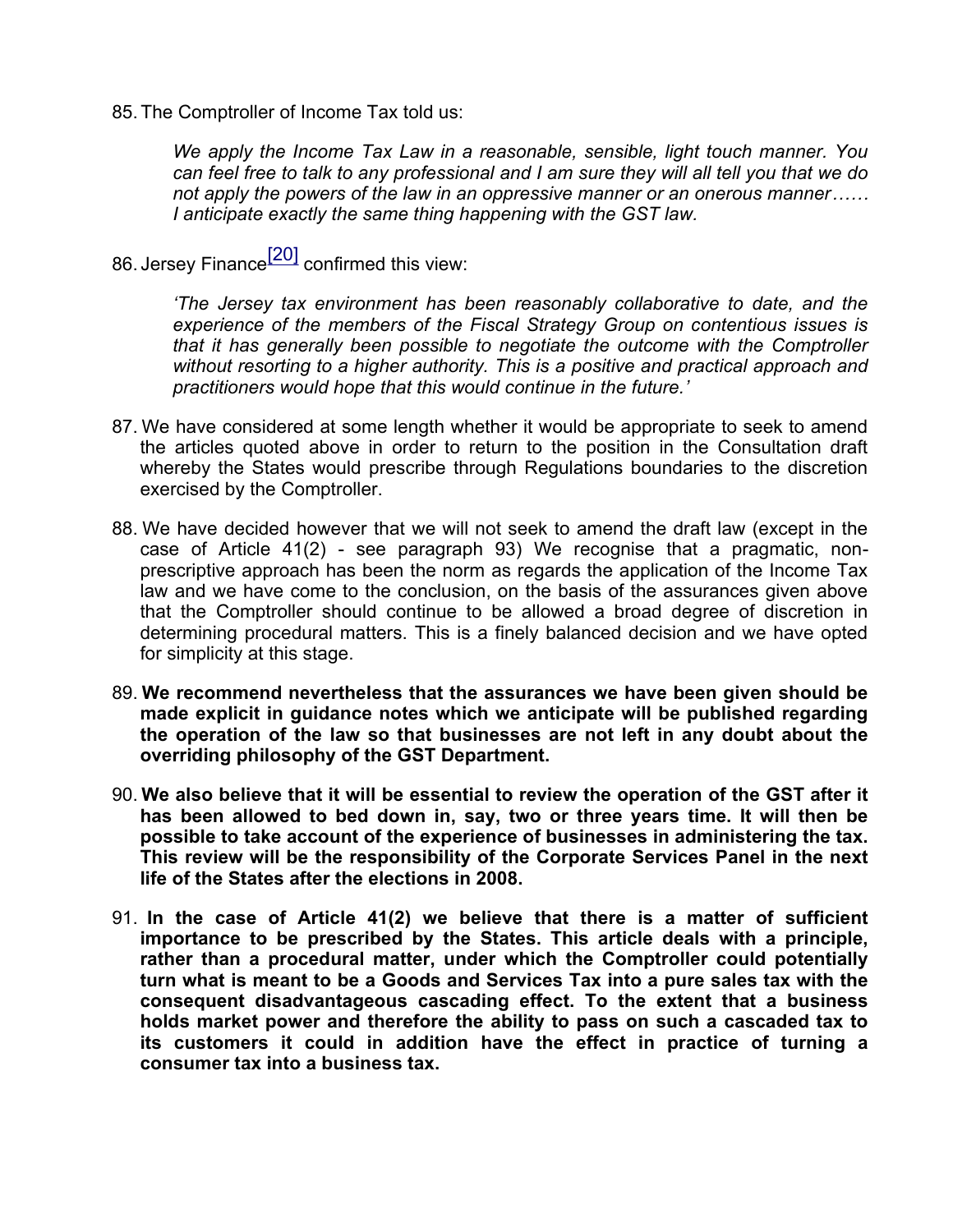85. The Comptroller of Income Tax told us:

    *We apply the Income Tax Law in a reasonable, sensible, light touch manner. You can feel free to talk to any professional and I am sure they will all tell you that we do not apply the powers of the law in an oppressive manner or an onerous manner…… I anticipate exactly the same thing happening with the GST law.*

86. Jersey Finance[20] confirmed this view:

    *'The Jersey tax environment has been reasonably collaborative to date, and the experience of the members of the Fiscal Strategy Group on contentious issues is that it has generally been possible to negotiate the outcome with the Comptroller without resorting to a higher authority. This is a positive and practical approach and practitioners would hope that this would continue in the future.'*

87. We have considered at some length whether it would be appropriate to seek to amend the articles quoted above in order to return to the position in the Consultation draft whereby the States would prescribe through Regulations boundaries to the discretion exercised by the Comptroller.

88. We have decided however that we will not seek to amend the draft law (except in the case of Article 41(2) - see paragraph 93) We recognise that a pragmatic, non-prescriptive approach has been the norm as regards the application of the Income Tax law and we have come to the conclusion, on the basis of the assurances given above that the Comptroller should continue to be allowed a broad degree of discretion in determining procedural matters. This is a finely balanced decision and we have opted for simplicity at this stage.

89. **We recommend nevertheless that the assurances we have been given should be made explicit in guidance notes which we anticipate will be published regarding the operation of the law so that businesses are not left in any doubt about the overriding philosophy of the GST Department.**

90. **We also believe that it will be essential to review the operation of the GST after it has been allowed to bed down in, say, two or three years time. It will then be possible to take account of the experience of businesses in administering the tax. This review will be the responsibility of the Corporate Services Panel in the next life of the States after the elections in 2008.**

91. **In the case of Article 41(2) we believe that there is a matter of sufficient importance to be prescribed by the States. This article deals with a principle, rather than a procedural matter, under which the Comptroller could potentially turn what is meant to be a Goods and Services Tax into a pure sales tax with the consequent disadvantageous cascading effect. To the extent that a business holds market power and therefore the ability to pass on such a cascaded tax to its customers it could in addition have the effect in practice of turning a consumer tax into a business tax.**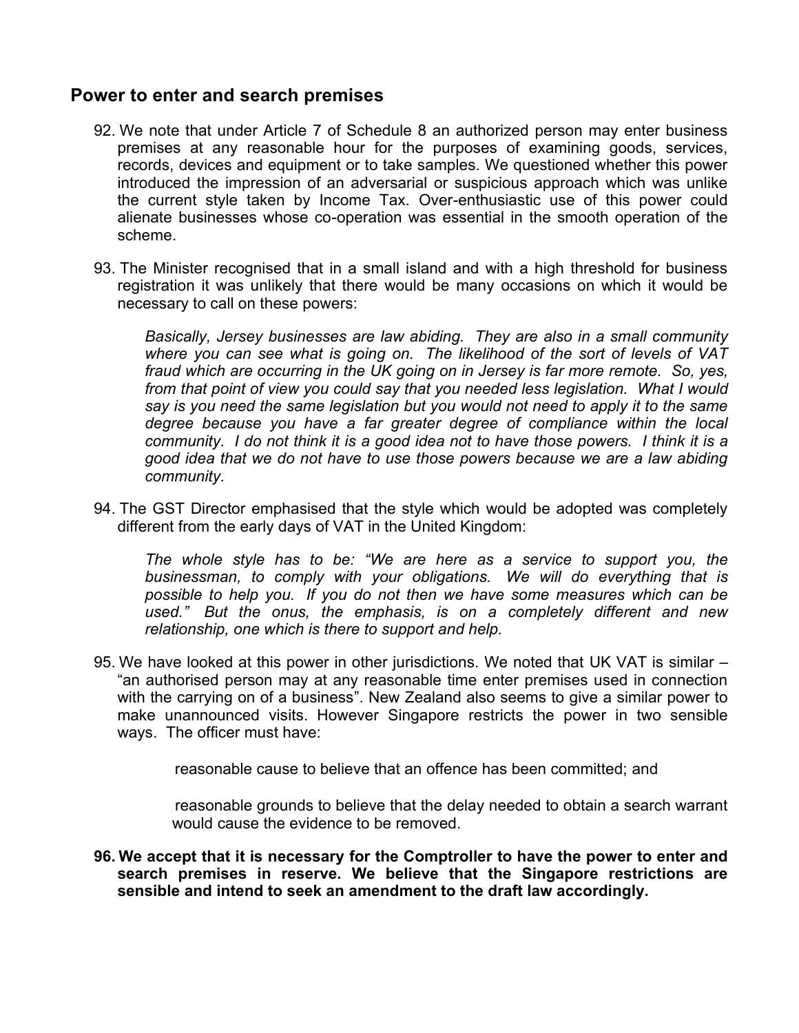## Power to enter and search premises

92. We note that under Article 7 of Schedule 8 an authorized person may enter business premises at any reasonable hour for the purposes of examining goods, services, records, devices and equipment or to take samples. We questioned whether this power introduced the impression of an adversarial or suspicious approach which was unlike the current style taken by Income Tax. Over-enthusiastic use of this power could alienate businesses whose co-operation was essential in the smooth operation of the scheme.

93. The Minister recognised that in a small island and with a high threshold for business registration it was unlikely that there would be many occasions on which it would be necessary to call on these powers:

    *Basically, Jersey businesses are law abiding. They are also in a small community where you can see what is going on. The likelihood of the sort of levels of VAT fraud which are occurring in the UK going on in Jersey is far more remote. So, yes, from that point of view you could say that you needed less legislation. What I would say is you need the same legislation but you would not need to apply it to the same degree because you have a far greater degree of compliance within the local community. I do not think it is a good idea not to have those powers. I think it is a good idea that we do not have to use those powers because we are a law abiding community.*

94. The GST Director emphasised that the style which would be adopted was completely different from the early days of VAT in the United Kingdom:

    *The whole style has to be: "We are here as a service to support you, the businessman, to comply with your obligations. We will do everything that is possible to help you. If you do not then we have some measures which can be used." But the onus, the emphasis, is on a completely different and new relationship, one which is there to support and help.*

95. We have looked at this power in other jurisdictions. We noted that UK VAT is similar – "an authorised person may at any reasonable time enter premises used in connection with the carrying on of a business". New Zealand also seems to give a similar power to make unannounced visits. However Singapore restricts the power in two sensible ways. The officer must have:

    - reasonable cause to believe that an offence has been committed; and

    - reasonable grounds to believe that the delay needed to obtain a search warrant would cause the evidence to be removed.

**96. We accept that it is necessary for the Comptroller to have the power to enter and search premises in reserve. We believe that the Singapore restrictions are sensible and intend to seek an amendment to the draft law accordingly.**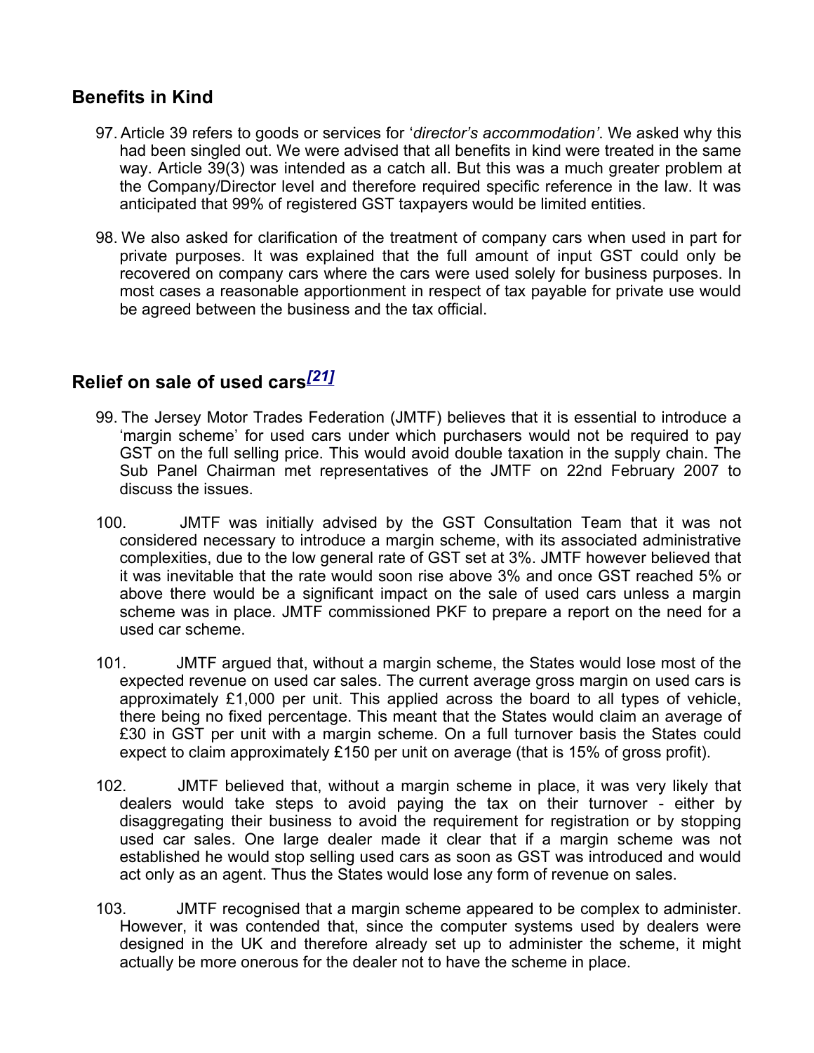## Benefits in Kind

97. Article 39 refers to goods or services for '*director's accommodation*'. We asked why this had been singled out. We were advised that all benefits in kind were treated in the same way. Article 39(3) was intended as a catch all. But this was a much greater problem at the Company/Director level and therefore required specific reference in the law. It was anticipated that 99% of registered GST taxpayers would be limited entities.

98. We also asked for clarification of the treatment of company cars when used in part for private purposes. It was explained that the full amount of input GST could only be recovered on company cars where the cars were used solely for business purposes. In most cases a reasonable apportionment in respect of tax payable for private use would be agreed between the business and the tax official.

## Relief on sale of used cars[21]

99. The Jersey Motor Trades Federation (JMTF) believes that it is essential to introduce a 'margin scheme' for used cars under which purchasers would not be required to pay GST on the full selling price. This would avoid double taxation in the supply chain. The Sub Panel Chairman met representatives of the JMTF on 22nd February 2007 to discuss the issues.

100. JMTF was initially advised by the GST Consultation Team that it was not considered necessary to introduce a margin scheme, with its associated administrative complexities, due to the low general rate of GST set at 3%. JMTF however believed that it was inevitable that the rate would soon rise above 3% and once GST reached 5% or above there would be a significant impact on the sale of used cars unless a margin scheme was in place. JMTF commissioned PKF to prepare a report on the need for a used car scheme.

101. JMTF argued that, without a margin scheme, the States would lose most of the expected revenue on used car sales. The current average gross margin on used cars is approximately £1,000 per unit. This applied across the board to all types of vehicle, there being no fixed percentage. This meant that the States would claim an average of £30 in GST per unit with a margin scheme. On a full turnover basis the States could expect to claim approximately £150 per unit on average (that is 15% of gross profit).

102. JMTF believed that, without a margin scheme in place, it was very likely that dealers would take steps to avoid paying the tax on their turnover - either by disaggregating their business to avoid the requirement for registration or by stopping used car sales. One large dealer made it clear that if a margin scheme was not established he would stop selling used cars as soon as GST was introduced and would act only as an agent. Thus the States would lose any form of revenue on sales.

103. JMTF recognised that a margin scheme appeared to be complex to administer. However, it was contended that, since the computer systems used by dealers were designed in the UK and therefore already set up to administer the scheme, it might actually be more onerous for the dealer not to have the scheme in place.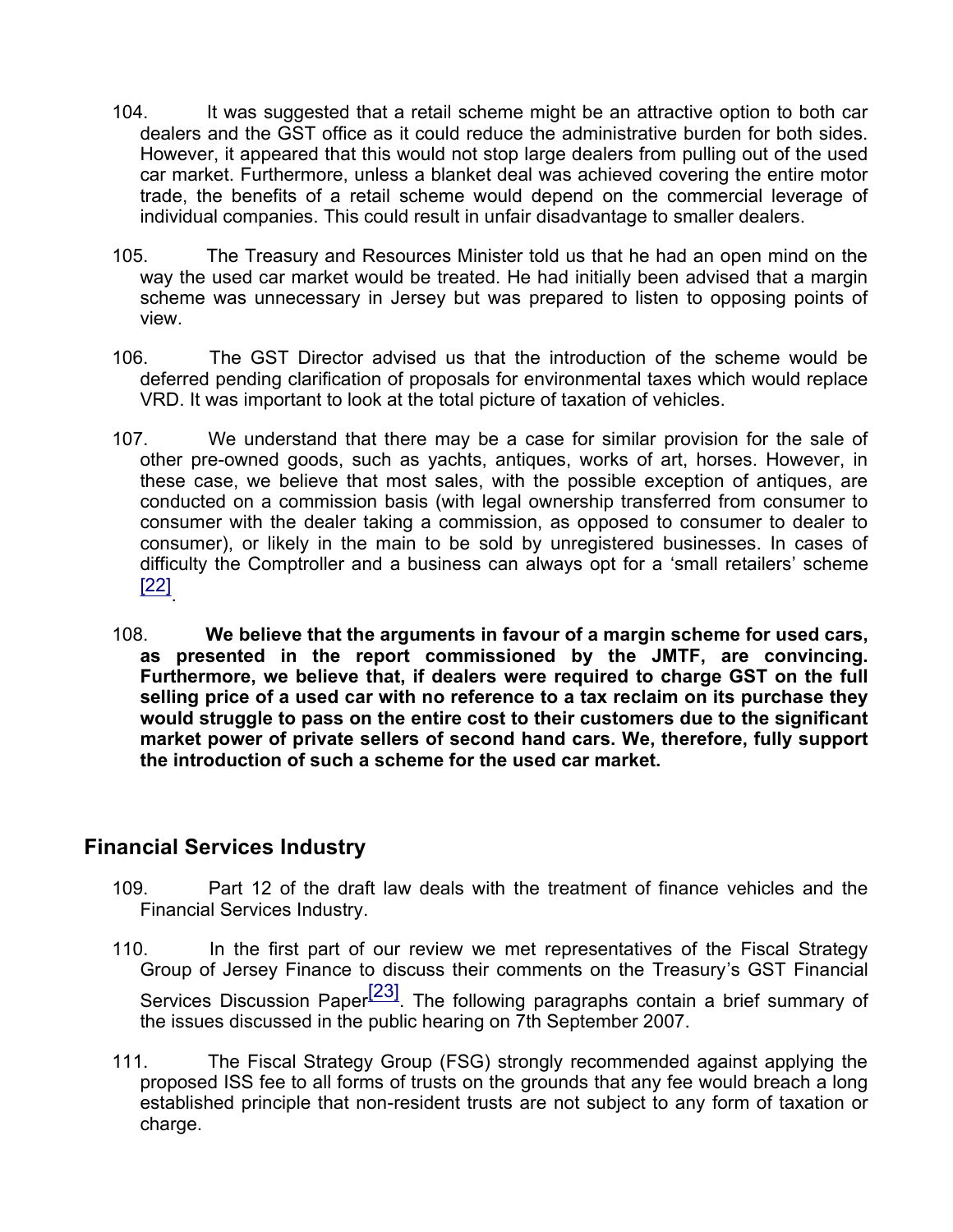104. It was suggested that a retail scheme might be an attractive option to both car dealers and the GST office as it could reduce the administrative burden for both sides. However, it appeared that this would not stop large dealers from pulling out of the used car market. Furthermore, unless a blanket deal was achieved covering the entire motor trade, the benefits of a retail scheme would depend on the commercial leverage of individual companies. This could result in unfair disadvantage to smaller dealers.

105. The Treasury and Resources Minister told us that he had an open mind on the way the used car market would be treated. He had initially been advised that a margin scheme was unnecessary in Jersey but was prepared to listen to opposing points of view.

106. The GST Director advised us that the introduction of the scheme would be deferred pending clarification of proposals for environmental taxes which would replace VRD. It was important to look at the total picture of taxation of vehicles.

107. We understand that there may be a case for similar provision for the sale of other pre-owned goods, such as yachts, antiques, works of art, horses. However, in these case, we believe that most sales, with the possible exception of antiques, are conducted on a commission basis (with legal ownership transferred from consumer to consumer with the dealer taking a commission, as opposed to consumer to dealer to consumer), or likely in the main to be sold by unregistered businesses. In cases of difficulty the Comptroller and a business can always opt for a 'small retailers' scheme [22].

108. **We believe that the arguments in favour of a margin scheme for used cars, as presented in the report commissioned by the JMTF, are convincing. Furthermore, we believe that, if dealers were required to charge GST on the full selling price of a used car with no reference to a tax reclaim on its purchase they would struggle to pass on the entire cost to their customers due to the significant market power of private sellers of second hand cars. We, therefore, fully support the introduction of such a scheme for the used car market.**

## Financial Services Industry

109. Part 12 of the draft law deals with the treatment of finance vehicles and the Financial Services Industry.

110. In the first part of our review we met representatives of the Fiscal Strategy Group of Jersey Finance to discuss their comments on the Treasury's GST Financial Services Discussion Paper[23]. The following paragraphs contain a brief summary of the issues discussed in the public hearing on 7th September 2007.

111. The Fiscal Strategy Group (FSG) strongly recommended against applying the proposed ISS fee to all forms of trusts on the grounds that any fee would breach a long established principle that non-resident trusts are not subject to any form of taxation or charge.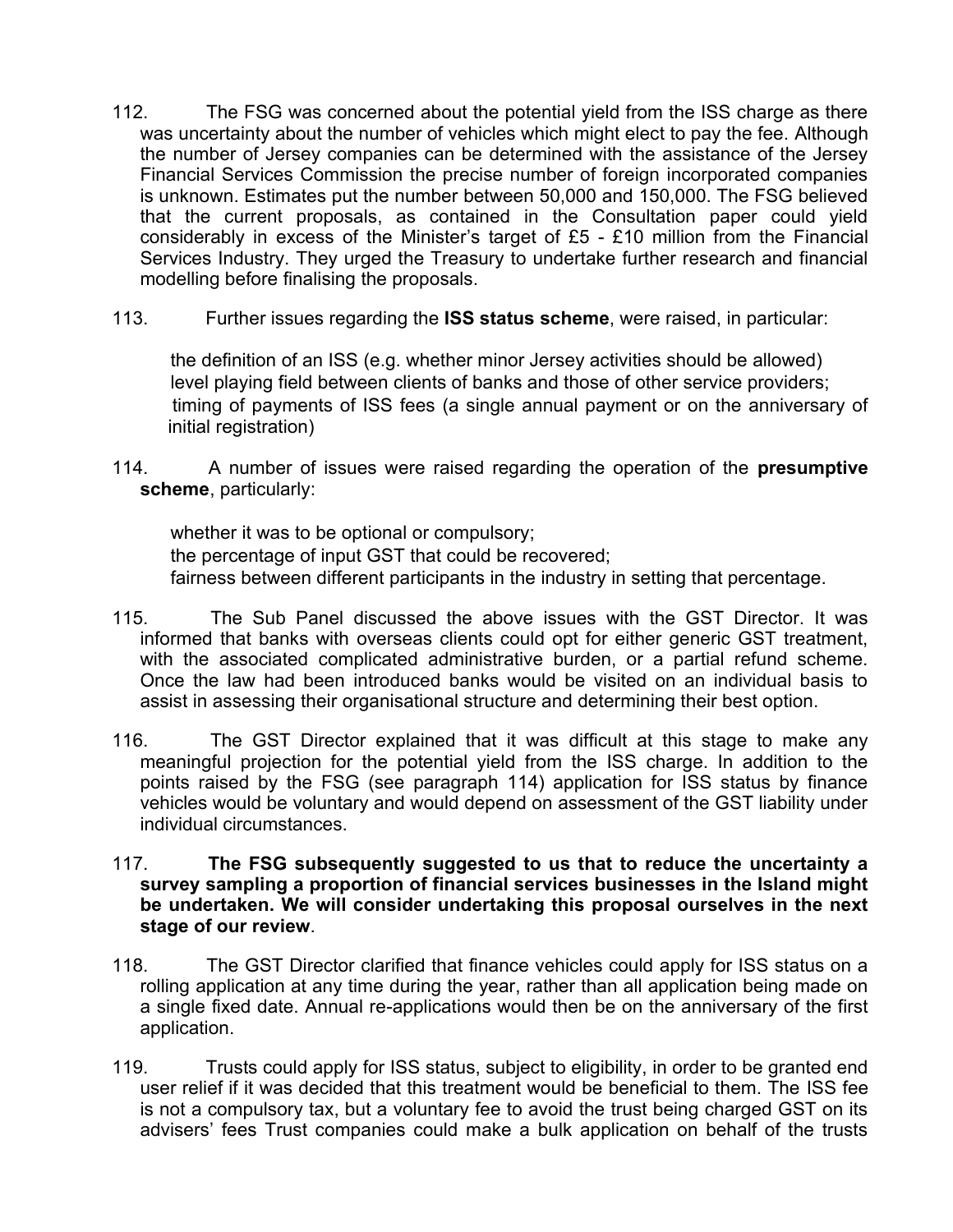112. The FSG was concerned about the potential yield from the ISS charge as there was uncertainty about the number of vehicles which might elect to pay the fee. Although the number of Jersey companies can be determined with the assistance of the Jersey Financial Services Commission the precise number of foreign incorporated companies is unknown. Estimates put the number between 50,000 and 150,000. The FSG believed that the current proposals, as contained in the Consultation paper could yield considerably in excess of the Minister's target of £5 - £10 million from the Financial Services Industry. They urged the Treasury to undertake further research and financial modelling before finalising the proposals.

113. Further issues regarding the **ISS status scheme**, were raised, in particular:

- the definition of an ISS (e.g. whether minor Jersey activities should be allowed)
- level playing field between clients of banks and those of other service providers;
- timing of payments of ISS fees (a single annual payment or on the anniversary of initial registration)

114. A number of issues were raised regarding the operation of the **presumptive scheme**, particularly:

- whether it was to be optional or compulsory;
- the percentage of input GST that could be recovered;
- fairness between different participants in the industry in setting that percentage.

115. The Sub Panel discussed the above issues with the GST Director. It was informed that banks with overseas clients could opt for either generic GST treatment, with the associated complicated administrative burden, or a partial refund scheme. Once the law had been introduced banks would be visited on an individual basis to assist in assessing their organisational structure and determining their best option.

116. The GST Director explained that it was difficult at this stage to make any meaningful projection for the potential yield from the ISS charge. In addition to the points raised by the FSG (see paragraph 114) application for ISS status by finance vehicles would be voluntary and would depend on assessment of the GST liability under individual circumstances.

117. **The FSG subsequently suggested to us that to reduce the uncertainty a survey sampling a proportion of financial services businesses in the Island might be undertaken. We will consider undertaking this proposal ourselves in the next stage of our review**.

118. The GST Director clarified that finance vehicles could apply for ISS status on a rolling application at any time during the year, rather than all application being made on a single fixed date. Annual re-applications would then be on the anniversary of the first application.

119. Trusts could apply for ISS status, subject to eligibility, in order to be granted end user relief if it was decided that this treatment would be beneficial to them. The ISS fee is not a compulsory tax, but a voluntary fee to avoid the trust being charged GST on its advisers' fees Trust companies could make a bulk application on behalf of the trusts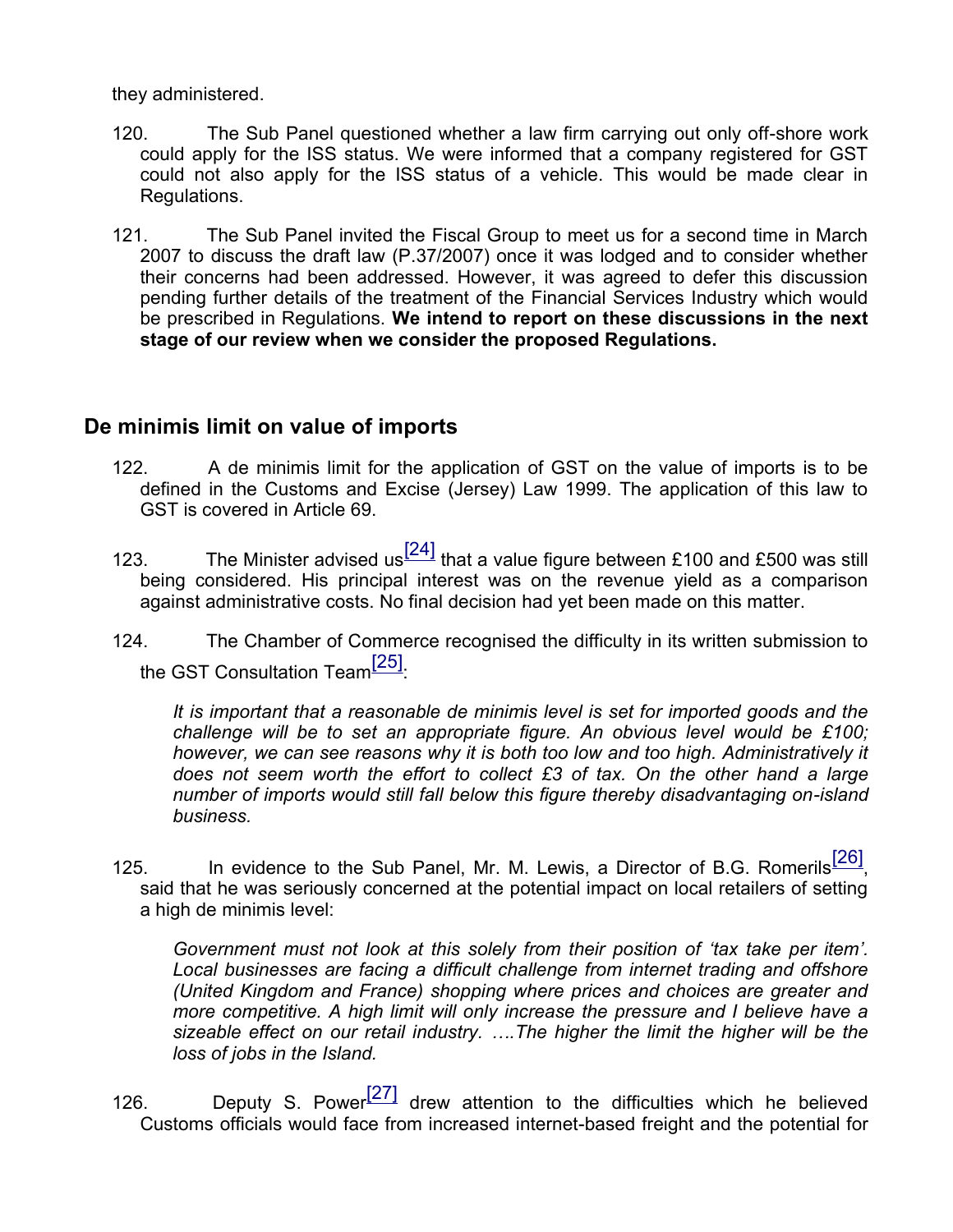they administered.

120. The Sub Panel questioned whether a law firm carrying out only off-shore work could apply for the ISS status. We were informed that a company registered for GST could not also apply for the ISS status of a vehicle. This would be made clear in Regulations.

121. The Sub Panel invited the Fiscal Group to meet us for a second time in March 2007 to discuss the draft law (P.37/2007) once it was lodged and to consider whether their concerns had been addressed. However, it was agreed to defer this discussion pending further details of the treatment of the Financial Services Industry which would be prescribed in Regulations. **We intend to report on these discussions in the next stage of our review when we consider the proposed Regulations.**

## De minimis limit on value of imports

122. A de minimis limit for the application of GST on the value of imports is to be defined in the Customs and Excise (Jersey) Law 1999. The application of this law to GST is covered in Article 69.

123. The Minister advised us[24] that a value figure between £100 and £500 was still being considered. His principal interest was on the revenue yield as a comparison against administrative costs. No final decision had yet been made on this matter.

124. The Chamber of Commerce recognised the difficulty in its written submission to the GST Consultation Team[25]:

> *It is important that a reasonable de minimis level is set for imported goods and the challenge will be to set an appropriate figure. An obvious level would be £100; however, we can see reasons why it is both too low and too high. Administratively it does not seem worth the effort to collect £3 of tax. On the other hand a large number of imports would still fall below this figure thereby disadvantaging on-island business.*

125. In evidence to the Sub Panel, Mr. M. Lewis, a Director of B.G. Romerils[26], said that he was seriously concerned at the potential impact on local retailers of setting a high de minimis level:

> *Government must not look at this solely from their position of 'tax take per item'. Local businesses are facing a difficult challenge from internet trading and offshore (United Kingdom and France) shopping where prices and choices are greater and more competitive. A high limit will only increase the pressure and I believe have a sizeable effect on our retail industry. ….The higher the limit the higher will be the loss of jobs in the Island.*

126. Deputy S. Power[27] drew attention to the difficulties which he believed Customs officials would face from increased internet-based freight and the potential for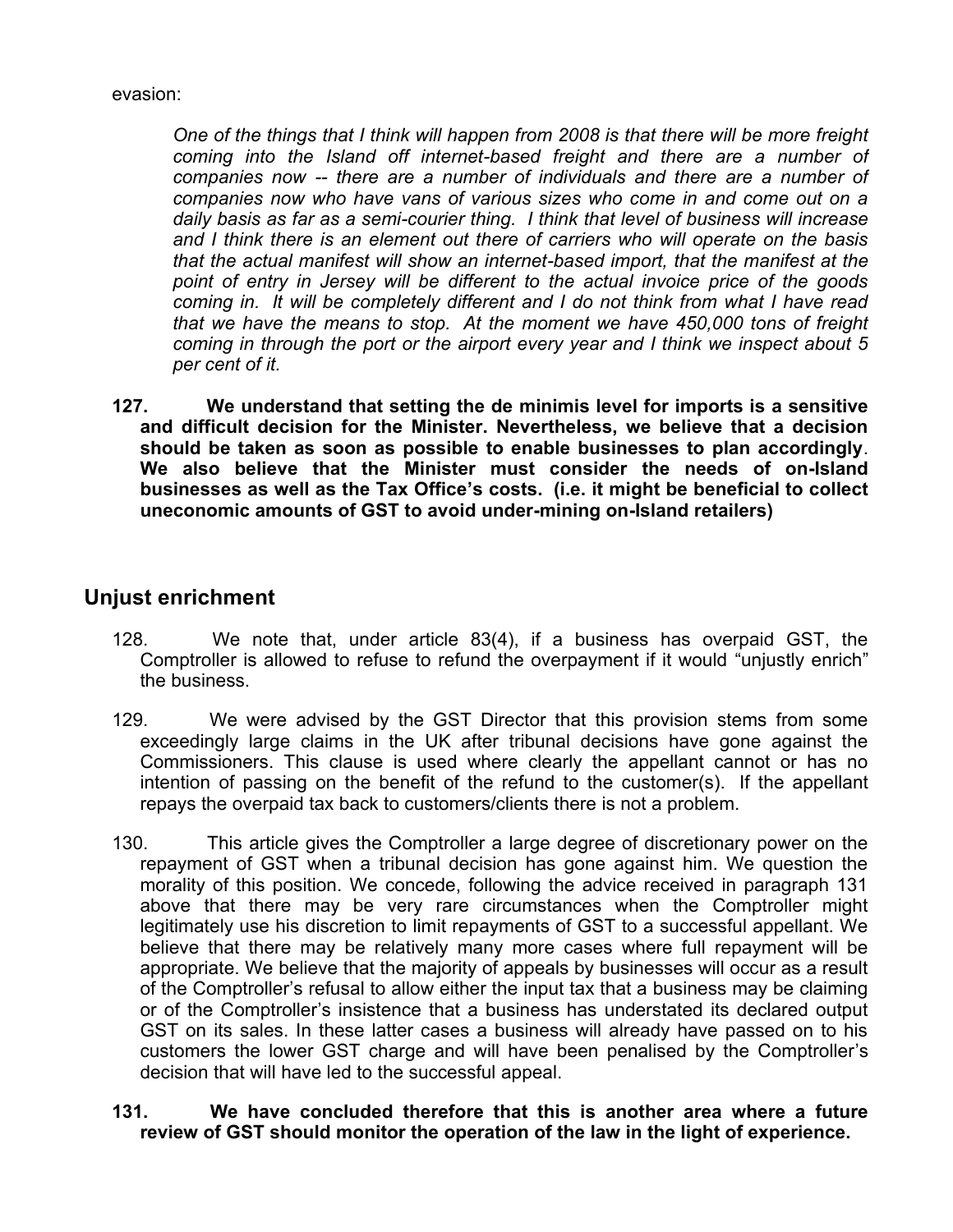evasion:

> *One of the things that I think will happen from 2008 is that there will be more freight coming into the Island off internet-based freight and there are a number of companies now -- there are a number of individuals and there are a number of companies now who have vans of various sizes who come in and come out on a daily basis as far as a semi-courier thing. I think that level of business will increase and I think there is an element out there of carriers who will operate on the basis that the actual manifest will show an internet-based import, that the manifest at the point of entry in Jersey will be different to the actual invoice price of the goods coming in. It will be completely different and I do not think from what I have read that we have the means to stop. At the moment we have 450,000 tons of freight coming in through the port or the airport every year and I think we inspect about 5 per cent of it.*

**127. We understand that setting the de minimis level for imports is a sensitive and difficult decision for the Minister. Nevertheless, we believe that a decision should be taken as soon as possible to enable businesses to plan accordingly. We also believe that the Minister must consider the needs of on-Island businesses as well as the Tax Office's costs. (i.e. it might be beneficial to collect uneconomic amounts of GST to avoid under-mining on-Island retailers)**

## Unjust enrichment

128. We note that, under article 83(4), if a business has overpaid GST, the Comptroller is allowed to refuse to refund the overpayment if it would "unjustly enrich" the business.

129. We were advised by the GST Director that this provision stems from some exceedingly large claims in the UK after tribunal decisions have gone against the Commissioners. This clause is used where clearly the appellant cannot or has no intention of passing on the benefit of the refund to the customer(s). If the appellant repays the overpaid tax back to customers/clients there is not a problem.

130. This article gives the Comptroller a large degree of discretionary power on the repayment of GST when a tribunal decision has gone against him. We question the morality of this position. We concede, following the advice received in paragraph 131 above that there may be very rare circumstances when the Comptroller might legitimately use his discretion to limit repayments of GST to a successful appellant. We believe that there may be relatively many more cases where full repayment will be appropriate. We believe that the majority of appeals by businesses will occur as a result of the Comptroller's refusal to allow either the input tax that a business may be claiming or of the Comptroller's insistence that a business has understated its declared output GST on its sales. In these latter cases a business will already have passed on to his customers the lower GST charge and will have been penalised by the Comptroller's decision that will have led to the successful appeal.

**131. We have concluded therefore that this is another area where a future review of GST should monitor the operation of the law in the light of experience.**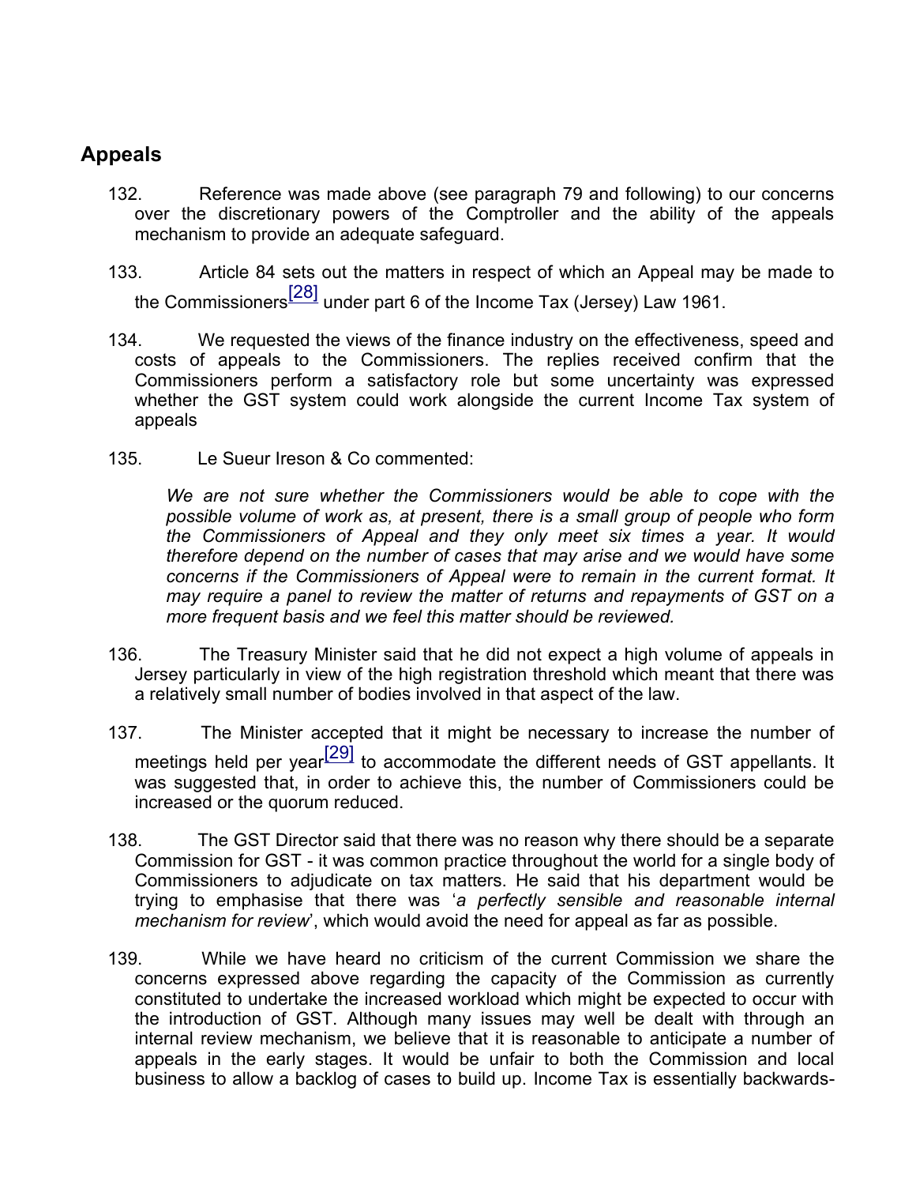## Appeals

132. Reference was made above (see paragraph 79 and following) to our concerns over the discretionary powers of the Comptroller and the ability of the appeals mechanism to provide an adequate safeguard.

133. Article 84 sets out the matters in respect of which an Appeal may be made to the Commissioners[28] under part 6 of the Income Tax (Jersey) Law 1961.

134. We requested the views of the finance industry on the effectiveness, speed and costs of appeals to the Commissioners. The replies received confirm that the Commissioners perform a satisfactory role but some uncertainty was expressed whether the GST system could work alongside the current Income Tax system of appeals

135. Le Sueur Ireson & Co commented:

> *We are not sure whether the Commissioners would be able to cope with the possible volume of work as, at present, there is a small group of people who form the Commissioners of Appeal and they only meet six times a year. It would therefore depend on the number of cases that may arise and we would have some concerns if the Commissioners of Appeal were to remain in the current format. It may require a panel to review the matter of returns and repayments of GST on a more frequent basis and we feel this matter should be reviewed.*

136. The Treasury Minister said that he did not expect a high volume of appeals in Jersey particularly in view of the high registration threshold which meant that there was a relatively small number of bodies involved in that aspect of the law.

137. The Minister accepted that it might be necessary to increase the number of meetings held per year[29] to accommodate the different needs of GST appellants. It was suggested that, in order to achieve this, the number of Commissioners could be increased or the quorum reduced.

138. The GST Director said that there was no reason why there should be a separate Commission for GST - it was common practice throughout the world for a single body of Commissioners to adjudicate on tax matters. He said that his department would be trying to emphasise that there was '*a perfectly sensible and reasonable internal mechanism for review*', which would avoid the need for appeal as far as possible.

139. While we have heard no criticism of the current Commission we share the concerns expressed above regarding the capacity of the Commission as currently constituted to undertake the increased workload which might be expected to occur with the introduction of GST. Although many issues may well be dealt with through an internal review mechanism, we believe that it is reasonable to anticipate a number of appeals in the early stages. It would be unfair to both the Commission and local business to allow a backlog of cases to build up. Income Tax is essentially backwards-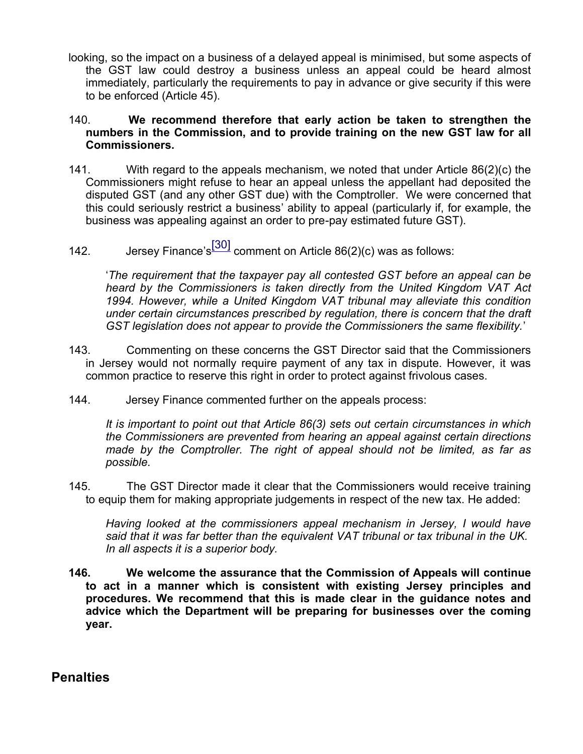looking, so the impact on a business of a delayed appeal is minimised, but some aspects of the GST law could destroy a business unless an appeal could be heard almost immediately, particularly the requirements to pay in advance or give security if this were to be enforced (Article 45).

140. **We recommend therefore that early action be taken to strengthen the numbers in the Commission, and to provide training on the new GST law for all Commissioners.**

141. With regard to the appeals mechanism, we noted that under Article 86(2)(c) the Commissioners might refuse to hear an appeal unless the appellant had deposited the disputed GST (and any other GST due) with the Comptroller. We were concerned that this could seriously restrict a business' ability to appeal (particularly if, for example, the business was appealing against an order to pre-pay estimated future GST).

142. Jersey Finance's[30] comment on Article 86(2)(c) was as follows:

> '*The requirement that the taxpayer pay all contested GST before an appeal can be heard by the Commissioners is taken directly from the United Kingdom VAT Act 1994. However, while a United Kingdom VAT tribunal may alleviate this condition under certain circumstances prescribed by regulation, there is concern that the draft GST legislation does not appear to provide the Commissioners the same flexibility.*'

143. Commenting on these concerns the GST Director said that the Commissioners in Jersey would not normally require payment of any tax in dispute. However, it was common practice to reserve this right in order to protect against frivolous cases.

144. Jersey Finance commented further on the appeals process:

> *It is important to point out that Article 86(3) sets out certain circumstances in which the Commissioners are prevented from hearing an appeal against certain directions made by the Comptroller. The right of appeal should not be limited, as far as possible.*

145. The GST Director made it clear that the Commissioners would receive training to equip them for making appropriate judgements in respect of the new tax. He added:

> *Having looked at the commissioners appeal mechanism in Jersey, I would have said that it was far better than the equivalent VAT tribunal or tax tribunal in the UK. In all aspects it is a superior body.*

**146. We welcome the assurance that the Commission of Appeals will continue to act in a manner which is consistent with existing Jersey principles and procedures. We recommend that this is made clear in the guidance notes and advice which the Department will be preparing for businesses over the coming year.**

## Penalties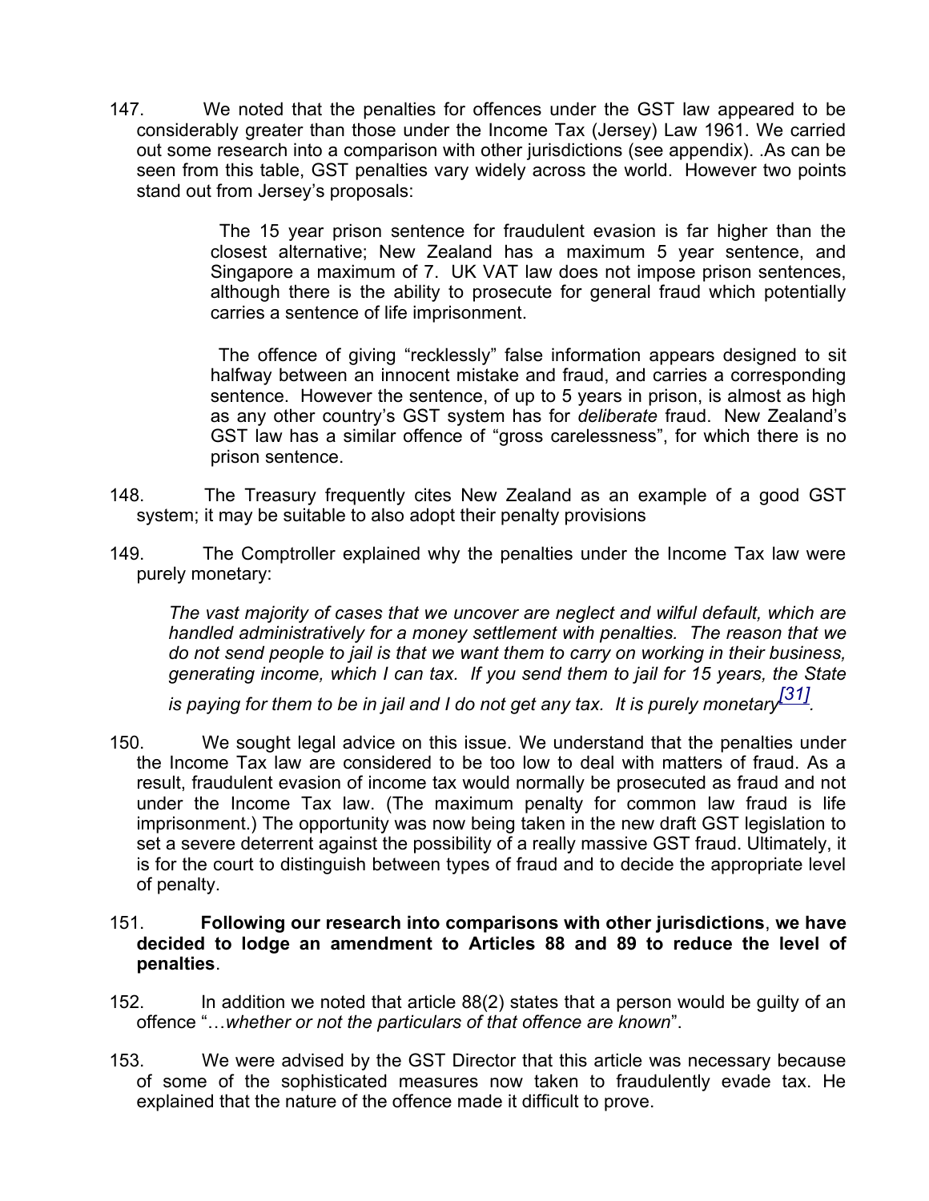147. We noted that the penalties for offences under the GST law appeared to be considerably greater than those under the Income Tax (Jersey) Law 1961. We carried out some research into a comparison with other jurisdictions (see appendix). .As can be seen from this table, GST penalties vary widely across the world. However two points stand out from Jersey's proposals:

> The 15 year prison sentence for fraudulent evasion is far higher than the closest alternative; New Zealand has a maximum 5 year sentence, and Singapore a maximum of 7. UK VAT law does not impose prison sentences, although there is the ability to prosecute for general fraud which potentially carries a sentence of life imprisonment.
>
> The offence of giving "recklessly" false information appears designed to sit halfway between an innocent mistake and fraud, and carries a corresponding sentence. However the sentence, of up to 5 years in prison, is almost as high as any other country's GST system has for *deliberate* fraud. New Zealand's GST law has a similar offence of "gross carelessness", for which there is no prison sentence.

148. The Treasury frequently cites New Zealand as an example of a good GST system; it may be suitable to also adopt their penalty provisions

149. The Comptroller explained why the penalties under the Income Tax law were purely monetary:

> *The vast majority of cases that we uncover are neglect and wilful default, which are handled administratively for a money settlement with penalties. The reason that we do not send people to jail is that we want them to carry on working in their business, generating income, which I can tax. If you send them to jail for 15 years, the State is paying for them to be in jail and I do not get any tax. It is purely monetary*[31].

150. We sought legal advice on this issue. We understand that the penalties under the Income Tax law are considered to be too low to deal with matters of fraud. As a result, fraudulent evasion of income tax would normally be prosecuted as fraud and not under the Income Tax law. (The maximum penalty for common law fraud is life imprisonment.) The opportunity was now being taken in the new draft GST legislation to set a severe deterrent against the possibility of a really massive GST fraud. Ultimately, it is for the court to distinguish between types of fraud and to decide the appropriate level of penalty.

151. **Following our research into comparisons with other jurisdictions**, **we have decided to lodge an amendment to Articles 88 and 89 to reduce the level of penalties**.

152. In addition we noted that article 88(2) states that a person would be guilty of an offence "…*whether or not the particulars of that offence are known*".

153. We were advised by the GST Director that this article was necessary because of some of the sophisticated measures now taken to fraudulently evade tax. He explained that the nature of the offence made it difficult to prove.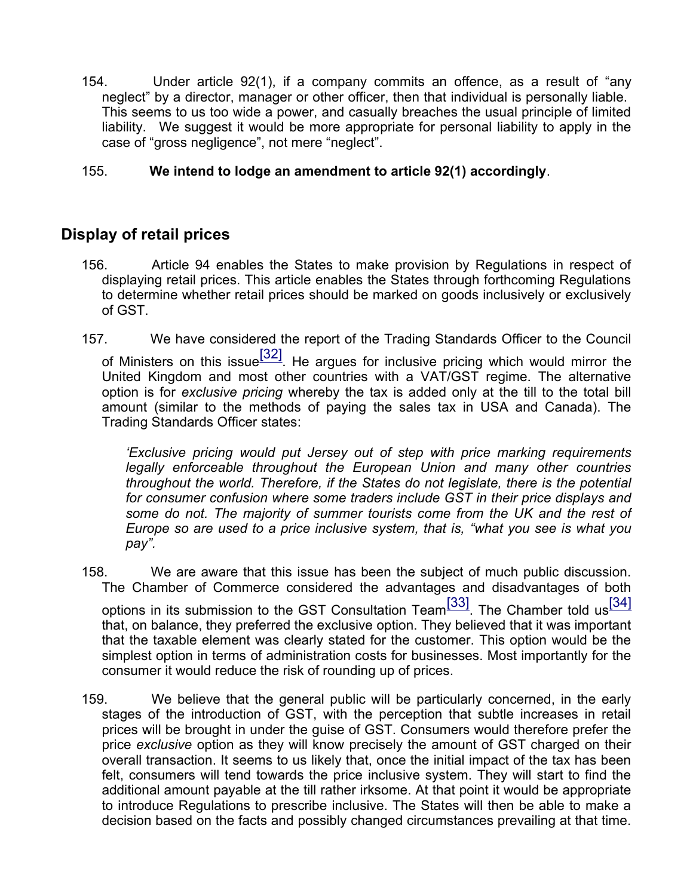154. Under article 92(1), if a company commits an offence, as a result of "any neglect" by a director, manager or other officer, then that individual is personally liable. This seems to us too wide a power, and casually breaches the usual principle of limited liability. We suggest it would be more appropriate for personal liability to apply in the case of "gross negligence", not mere "neglect".

155. **We intend to lodge an amendment to article 92(1) accordingly**.

## Display of retail prices

156. Article 94 enables the States to make provision by Regulations in respect of displaying retail prices. This article enables the States through forthcoming Regulations to determine whether retail prices should be marked on goods inclusively or exclusively of GST.

157. We have considered the report of the Trading Standards Officer to the Council of Ministers on this issue[32]. He argues for inclusive pricing which would mirror the United Kingdom and most other countries with a VAT/GST regime. The alternative option is for *exclusive pricing* whereby the tax is added only at the till to the total bill amount (similar to the methods of paying the sales tax in USA and Canada). The Trading Standards Officer states:

> *'Exclusive pricing would put Jersey out of step with price marking requirements legally enforceable throughout the European Union and many other countries throughout the world. Therefore, if the States do not legislate, there is the potential for consumer confusion where some traders include GST in their price displays and some do not. The majority of summer tourists come from the UK and the rest of Europe so are used to a price inclusive system, that is, "what you see is what you pay".*

158. We are aware that this issue has been the subject of much public discussion. The Chamber of Commerce considered the advantages and disadvantages of both options in its submission to the GST Consultation Team[33]. The Chamber told us[34] that, on balance, they preferred the exclusive option. They believed that it was important that the taxable element was clearly stated for the customer. This option would be the simplest option in terms of administration costs for businesses. Most importantly for the consumer it would reduce the risk of rounding up of prices.

159. We believe that the general public will be particularly concerned, in the early stages of the introduction of GST, with the perception that subtle increases in retail prices will be brought in under the guise of GST. Consumers would therefore prefer the price *exclusive* option as they will know precisely the amount of GST charged on their overall transaction. It seems to us likely that, once the initial impact of the tax has been felt, consumers will tend towards the price inclusive system. They will start to find the additional amount payable at the till rather irksome. At that point it would be appropriate to introduce Regulations to prescribe inclusive. The States will then be able to make a decision based on the facts and possibly changed circumstances prevailing at that time.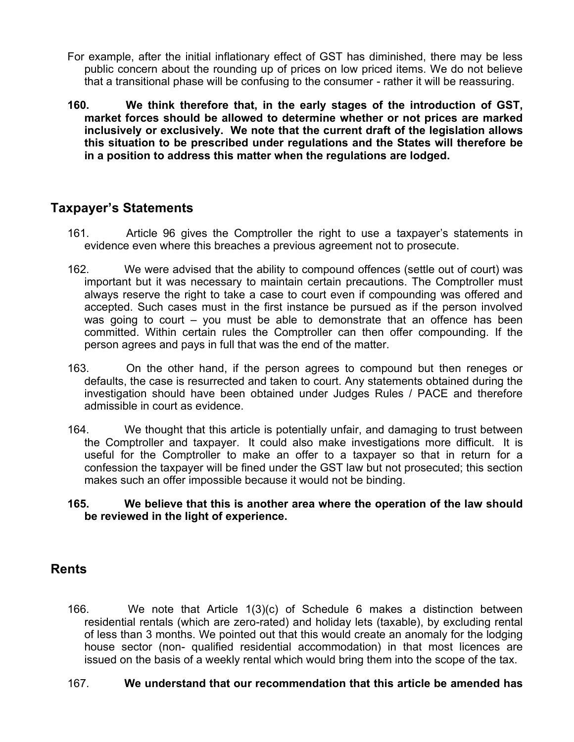For example, after the initial inflationary effect of GST has diminished, there may be less public concern about the rounding up of prices on low priced items. We do not believe that a transitional phase will be confusing to the consumer - rather it will be reassuring.

**160. We think therefore that, in the early stages of the introduction of GST, market forces should be allowed to determine whether or not prices are marked inclusively or exclusively. We note that the current draft of the legislation allows this situation to be prescribed under regulations and the States will therefore be in a position to address this matter when the regulations are lodged.**

## Taxpayer's Statements

161. Article 96 gives the Comptroller the right to use a taxpayer's statements in evidence even where this breaches a previous agreement not to prosecute.

162. We were advised that the ability to compound offences (settle out of court) was important but it was necessary to maintain certain precautions. The Comptroller must always reserve the right to take a case to court even if compounding was offered and accepted. Such cases must in the first instance be pursued as if the person involved was going to court – you must be able to demonstrate that an offence has been committed. Within certain rules the Comptroller can then offer compounding. If the person agrees and pays in full that was the end of the matter.

163. On the other hand, if the person agrees to compound but then reneges or defaults, the case is resurrected and taken to court. Any statements obtained during the investigation should have been obtained under Judges Rules / PACE and therefore admissible in court as evidence.

164. We thought that this article is potentially unfair, and damaging to trust between the Comptroller and taxpayer. It could also make investigations more difficult. It is useful for the Comptroller to make an offer to a taxpayer so that in return for a confession the taxpayer will be fined under the GST law but not prosecuted; this section makes such an offer impossible because it would not be binding.

**165. We believe that this is another area where the operation of the law should be reviewed in the light of experience.**

## Rents

166. We note that Article 1(3)(c) of Schedule 6 makes a distinction between residential rentals (which are zero-rated) and holiday lets (taxable), by excluding rental of less than 3 months. We pointed out that this would create an anomaly for the lodging house sector (non- qualified residential accommodation) in that most licences are issued on the basis of a weekly rental which would bring them into the scope of the tax.

167. **We understand that our recommendation that this article be amended has**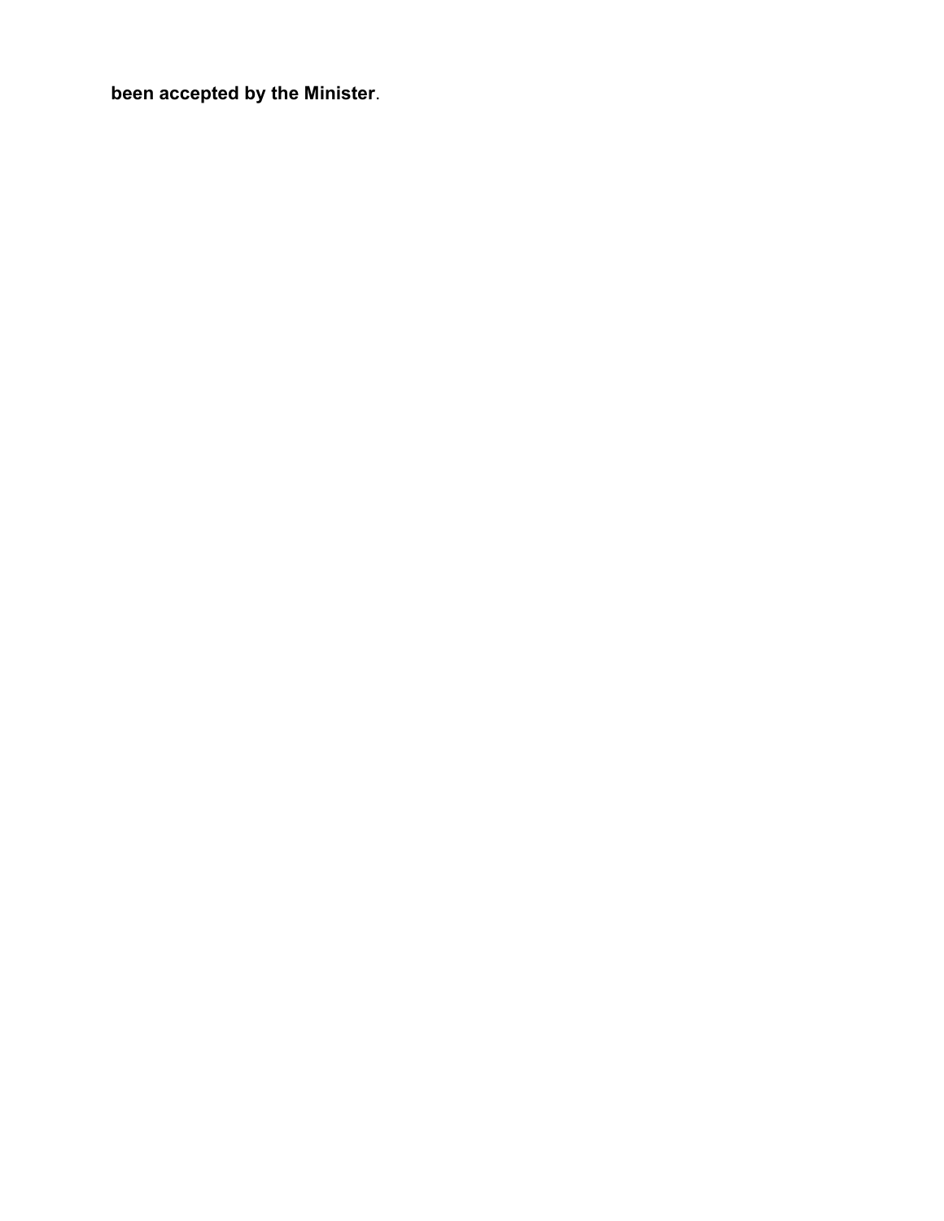**been accepted by the Minister**.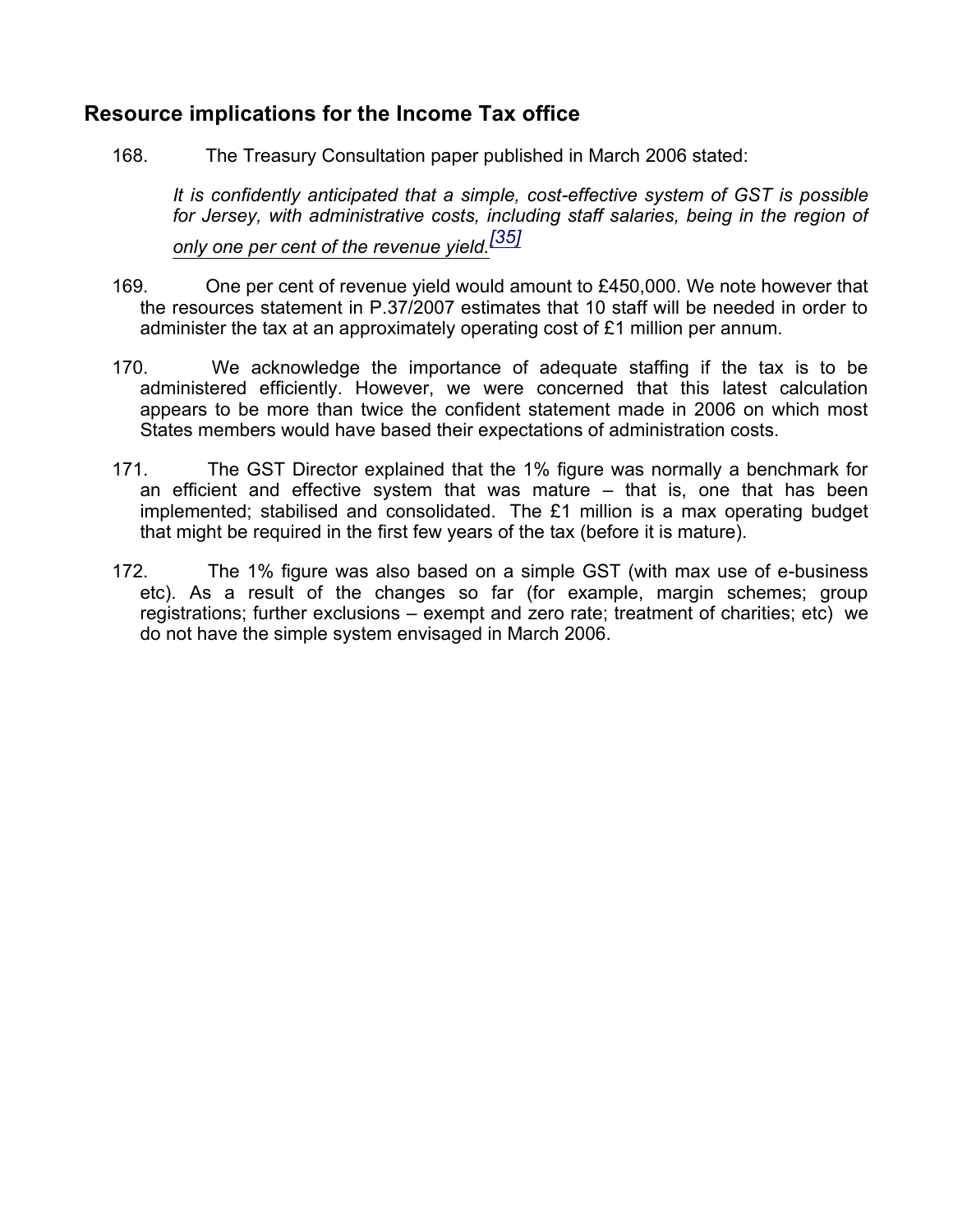## Resource implications for the Income Tax office

168. The Treasury Consultation paper published in March 2006 stated:

*It is confidently anticipated that a simple, cost-effective system of GST is possible for Jersey, with administrative costs, including staff salaries, being in the region of only one per cent of the revenue yield.*[35]

169. One per cent of revenue yield would amount to £450,000. We note however that the resources statement in P.37/2007 estimates that 10 staff will be needed in order to administer the tax at an approximately operating cost of £1 million per annum.

170. We acknowledge the importance of adequate staffing if the tax is to be administered efficiently. However, we were concerned that this latest calculation appears to be more than twice the confident statement made in 2006 on which most States members would have based their expectations of administration costs.

171. The GST Director explained that the 1% figure was normally a benchmark for an efficient and effective system that was mature – that is, one that has been implemented; stabilised and consolidated. The £1 million is a max operating budget that might be required in the first few years of the tax (before it is mature).

172. The 1% figure was also based on a simple GST (with max use of e-business etc). As a result of the changes so far (for example, margin schemes; group registrations; further exclusions – exempt and zero rate; treatment of charities; etc) we do not have the simple system envisaged in March 2006.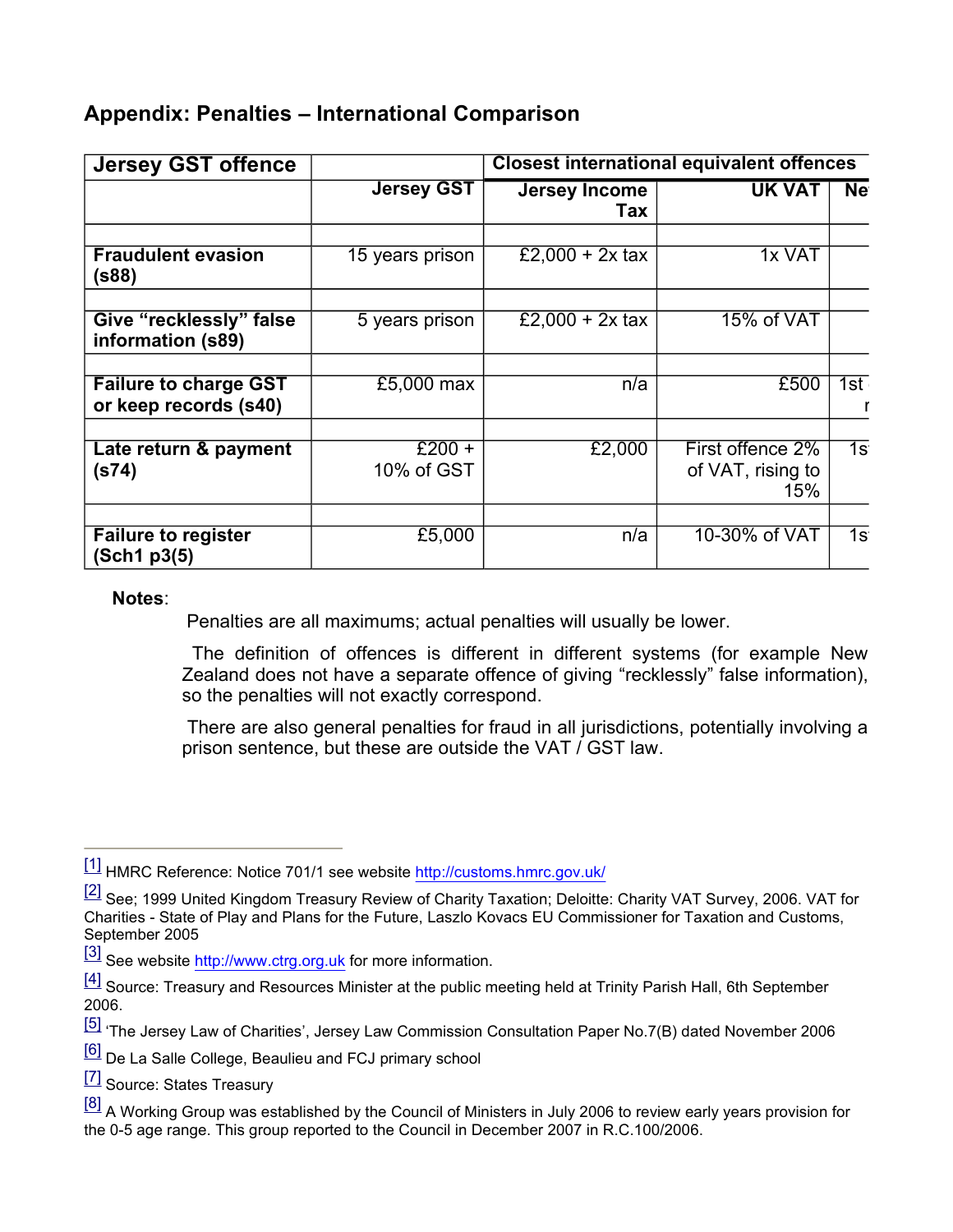## Appendix: Penalties – International Comparison

| Jersey GST offence | | Closest international equivalent offences | | |
|---|---|---|---|---|
| | Jersey GST | Jersey Income Tax | UK VAT | Ne |
| | | | | |
| Fraudulent evasion (s88) | 15 years prison | £2,000 + 2x tax | 1x VAT | |
| | | | | |
| Give “recklessly” false information (s89) | 5 years prison | £2,000 + 2x tax | 15% of VAT | |
| | | | | |
| Failure to charge GST or keep records (s40) | £5,000 max | n/a | £500 | 1st r |
| | | | | |
| Late return & payment (s74) | £200 + 10% of GST | £2,000 | First offence 2% of VAT, rising to 15% | 1s |
| | | | | |
| Failure to register (Sch1 p3(5) | £5,000 | n/a | 10-30% of VAT | 1s |

**Notes**:

Penalties are all maximums; actual penalties will usually be lower.

The definition of offences is different in different systems (for example New Zealand does not have a separate offence of giving “recklessly” false information), so the penalties will not exactly correspond.

There are also general penalties for fraud in all jurisdictions, potentially involving a prison sentence, but these are outside the VAT / GST law.

---

[1] HMRC Reference: Notice 701/1 see website http://customs.hmrc.gov.uk/

[2] See; 1999 United Kingdom Treasury Review of Charity Taxation; Deloitte: Charity VAT Survey, 2006. VAT for Charities - State of Play and Plans for the Future, Laszlo Kovacs EU Commissioner for Taxation and Customs, September 2005

[3] See website http://www.ctrg.org.uk for more information.

[4] Source: Treasury and Resources Minister at the public meeting held at Trinity Parish Hall, 6th September 2006.

[5] ‘The Jersey Law of Charities’, Jersey Law Commission Consultation Paper No.7(B) dated November 2006

[6] De La Salle College, Beaulieu and FCJ primary school

[7] Source: States Treasury

[8] A Working Group was established by the Council of Ministers in July 2006 to review early years provision for the 0-5 age range. This group reported to the Council in December 2007 in R.C.100/2006.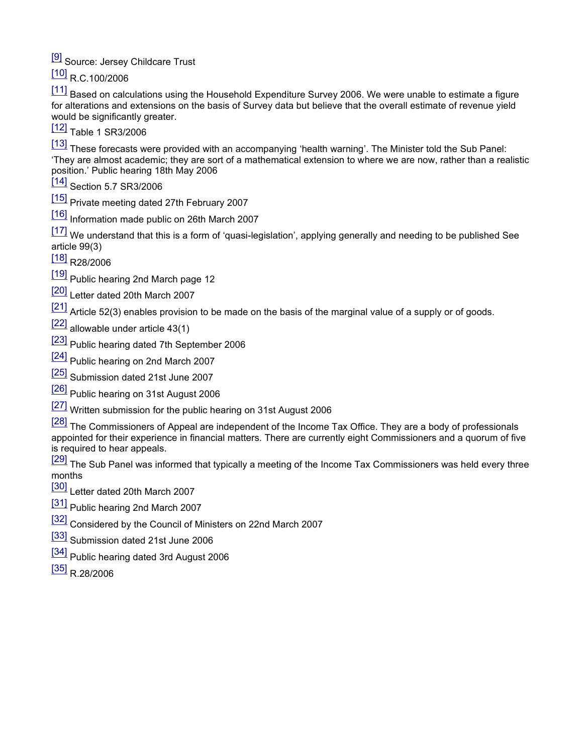[9] Source: Jersey Childcare Trust

[10] R.C.100/2006

[11] Based on calculations using the Household Expenditure Survey 2006. We were unable to estimate a figure for alterations and extensions on the basis of Survey data but believe that the overall estimate of revenue yield would be significantly greater.

[12] Table 1 SR3/2006

[13] These forecasts were provided with an accompanying 'health warning'. The Minister told the Sub Panel: 'They are almost academic; they are sort of a mathematical extension to where we are now, rather than a realistic position.' Public hearing 18th May 2006

[14] Section 5.7 SR3/2006

[15] Private meeting dated 27th February 2007

[16] Information made public on 26th March 2007

[17] We understand that this is a form of 'quasi-legislation', applying generally and needing to be published See article 99(3)

[18] R28/2006

[19] Public hearing 2nd March page 12

[20] Letter dated 20th March 2007

[21] Article 52(3) enables provision to be made on the basis of the marginal value of a supply or of goods.

[22] allowable under article 43(1)

[23] Public hearing dated 7th September 2006

[24] Public hearing on 2nd March 2007

[25] Submission dated 21st June 2007

[26] Public hearing on 31st August 2006

[27] Written submission for the public hearing on 31st August 2006

[28] The Commissioners of Appeal are independent of the Income Tax Office. They are a body of professionals appointed for their experience in financial matters. There are currently eight Commissioners and a quorum of five is required to hear appeals.

[29] The Sub Panel was informed that typically a meeting of the Income Tax Commissioners was held every three months

[30] Letter dated 20th March 2007

[31] Public hearing 2nd March 2007

[32] Considered by the Council of Ministers on 22nd March 2007

[33] Submission dated 21st June 2006

[34] Public hearing dated 3rd August 2006

[35] R.28/2006